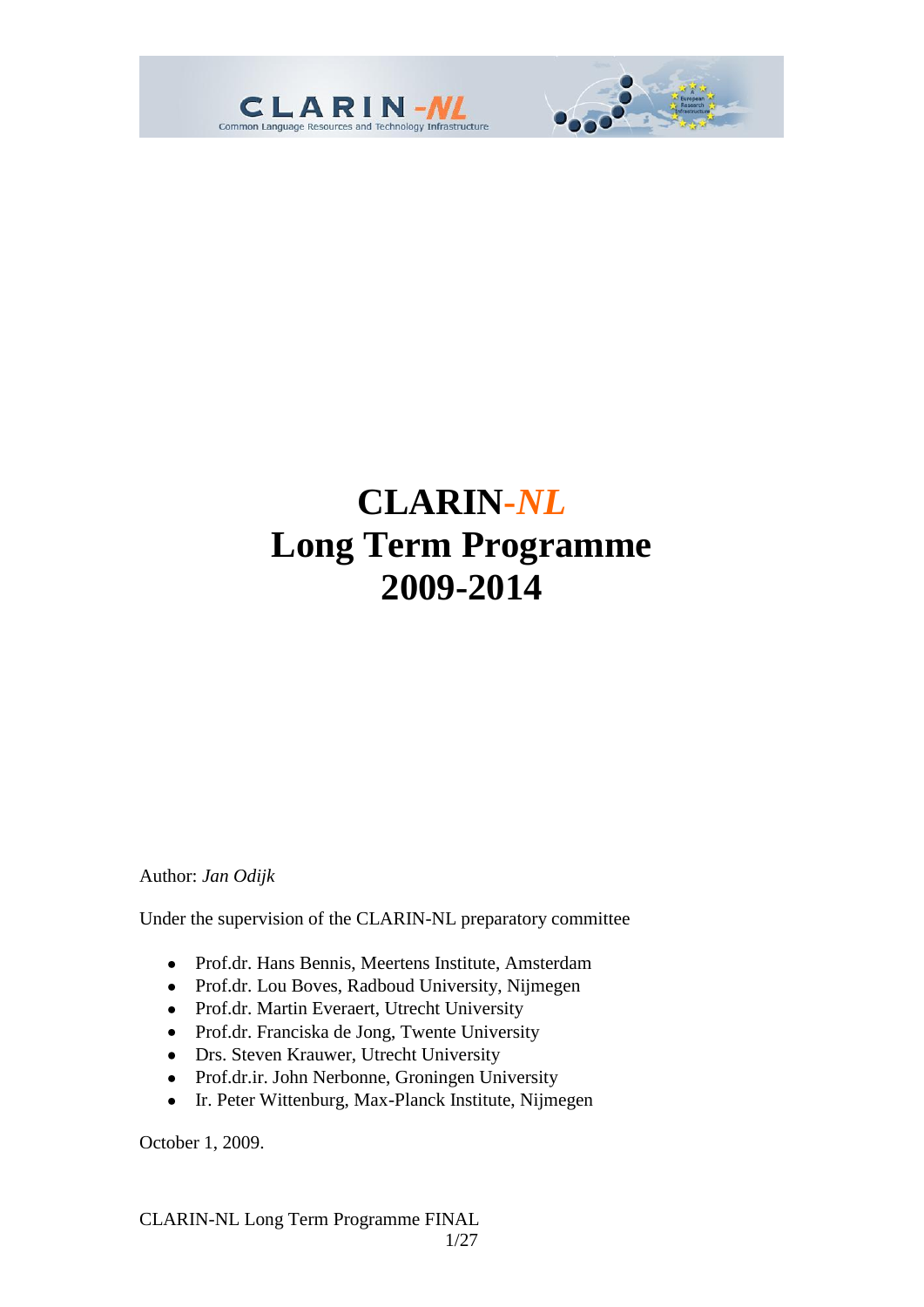# CLARIN-*NL*
# Long Term Programme
# 2009-2014

Author: *Jan Odijk*

Under the supervision of the CLARIN-NL preparatory committee

- Prof.dr. Hans Bennis, Meertens Institute, Amsterdam
- Prof.dr. Lou Boves, Radboud University, Nijmegen
- Prof.dr. Martin Everaert, Utrecht University
- Prof.dr. Franciska de Jong, Twente University
- Drs. Steven Krauwer, Utrecht University
- Prof.dr.ir. John Nerbonne, Groningen University
- Ir. Peter Wittenburg, Max-Planck Institute, Nijmegen

October 1, 2009.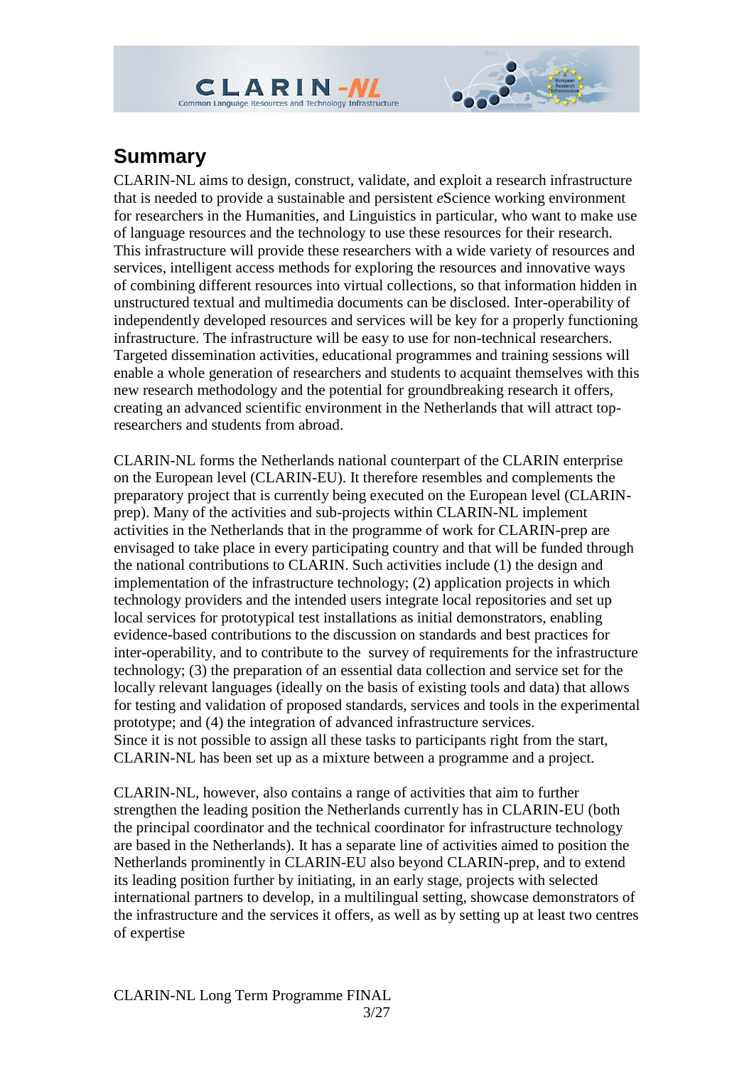## Summary

CLARIN-NL aims to design, construct, validate, and exploit a research infrastructure that is needed to provide a sustainable and persistent *e*Science working environment for researchers in the Humanities, and Linguistics in particular, who want to make use of language resources and the technology to use these resources for their research. This infrastructure will provide these researchers with a wide variety of resources and services, intelligent access methods for exploring the resources and innovative ways of combining different resources into virtual collections, so that information hidden in unstructured textual and multimedia documents can be disclosed. Inter-operability of independently developed resources and services will be key for a properly functioning infrastructure. The infrastructure will be easy to use for non-technical researchers. Targeted dissemination activities, educational programmes and training sessions will enable a whole generation of researchers and students to acquaint themselves with this new research methodology and the potential for groundbreaking research it offers, creating an advanced scientific environment in the Netherlands that will attract top-researchers and students from abroad.

CLARIN-NL forms the Netherlands national counterpart of the CLARIN enterprise on the European level (CLARIN-EU). It therefore resembles and complements the preparatory project that is currently being executed on the European level (CLARIN-prep). Many of the activities and sub-projects within CLARIN-NL implement activities in the Netherlands that in the programme of work for CLARIN-prep are envisaged to take place in every participating country and that will be funded through the national contributions to CLARIN. Such activities include (1) the design and implementation of the infrastructure technology; (2) application projects in which technology providers and the intended users integrate local repositories and set up local services for prototypical test installations as initial demonstrators, enabling evidence-based contributions to the discussion on standards and best practices for inter-operability, and to contribute to the survey of requirements for the infrastructure technology; (3) the preparation of an essential data collection and service set for the locally relevant languages (ideally on the basis of existing tools and data) that allows for testing and validation of proposed standards, services and tools in the experimental prototype; and (4) the integration of advanced infrastructure services.
Since it is not possible to assign all these tasks to participants right from the start, CLARIN-NL has been set up as a mixture between a programme and a project.

CLARIN-NL, however, also contains a range of activities that aim to further strengthen the leading position the Netherlands currently has in CLARIN-EU (both the principal coordinator and the technical coordinator for infrastructure technology are based in the Netherlands). It has a separate line of activities aimed to position the Netherlands prominently in CLARIN-EU also beyond CLARIN-prep, and to extend its leading position further by initiating, in an early stage, projects with selected international partners to develop, in a multilingual setting, showcase demonstrators of the infrastructure and the services it offers, as well as by setting up at least two centres of expertise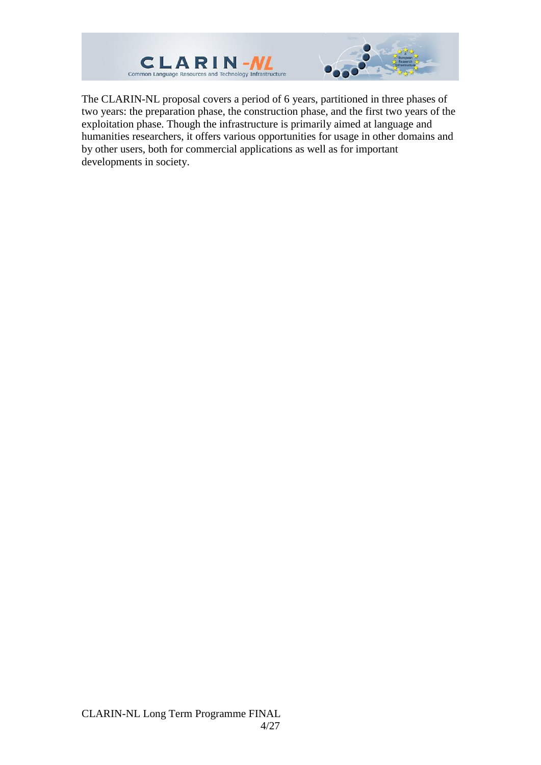The CLARIN-NL proposal covers a period of 6 years, partitioned in three phases of two years: the preparation phase, the construction phase, and the first two years of the exploitation phase. Though the infrastructure is primarily aimed at language and humanities researchers, it offers various opportunities for usage in other domains and by other users, both for commercial applications as well as for important developments in society.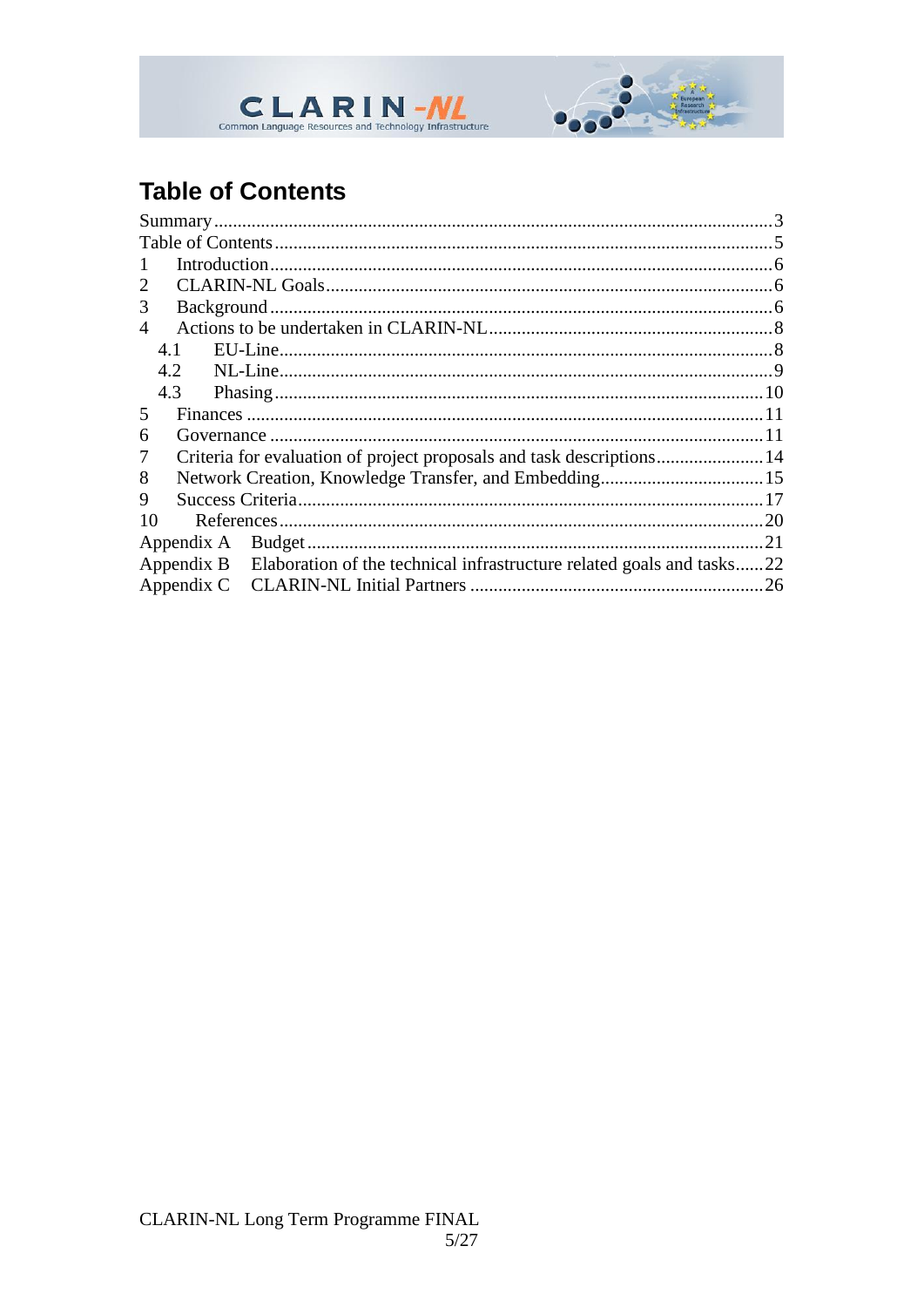# Table of Contents

Summary.....3
Table of Contents.....5
1 Introduction.....6
2 CLARIN-NL Goals.....6
3 Background.....6
4 Actions to be undertaken in CLARIN-NL.....8
  4.1 EU-Line.....8
  4.2 NL-Line.....9
  4.3 Phasing.....10
5 Finances.....11
6 Governance.....11
7 Criteria for evaluation of project proposals and task descriptions.....14
8 Network Creation, Knowledge Transfer, and Embedding.....15
9 Success Criteria.....17
10 References.....20
Appendix A Budget.....21
Appendix B Elaboration of the technical infrastructure related goals and tasks.....22
Appendix C CLARIN-NL Initial Partners.....26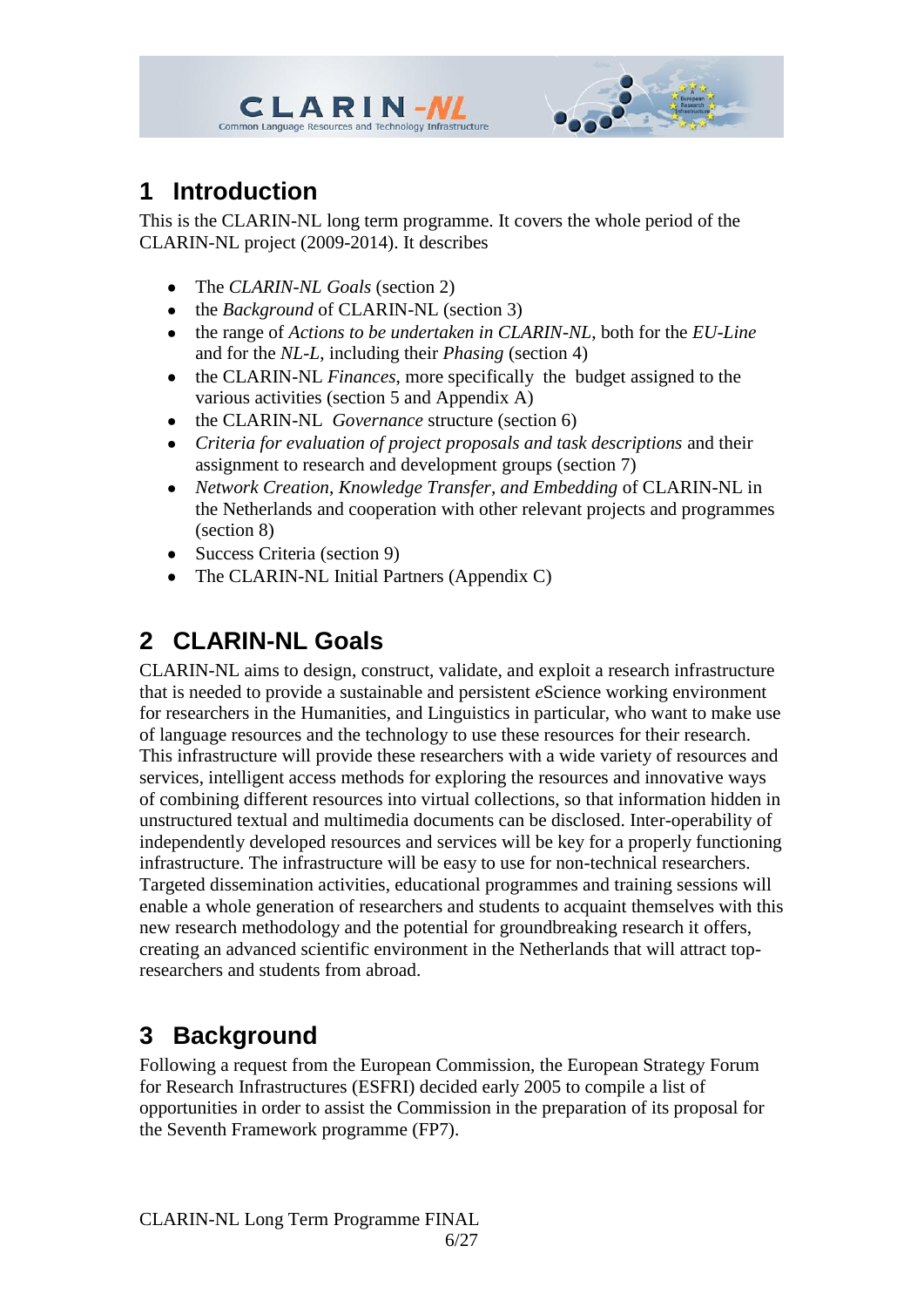# 1 Introduction

This is the CLARIN-NL long term programme. It covers the whole period of the CLARIN-NL project (2009-2014). It describes

- The *CLARIN-NL Goals* (section 2)
- the *Background* of CLARIN-NL (section 3)
- the range of *Actions to be undertaken in CLARIN-NL*, both for the *EU-Line* and for the *NL-L*, including their *Phasing* (section 4)
- the CLARIN-NL *Finances*, more specifically the budget assigned to the various activities (section 5 and Appendix A)
- the CLARIN-NL *Governance* structure (section 6)
- *Criteria for evaluation of project proposals and task descriptions* and their assignment to research and development groups (section 7)
- *Network Creation, Knowledge Transfer, and Embedding* of CLARIN-NL in the Netherlands and cooperation with other relevant projects and programmes (section 8)
- Success Criteria (section 9)
- The CLARIN-NL Initial Partners (Appendix C)

# 2 CLARIN-NL Goals

CLARIN-NL aims to design, construct, validate, and exploit a research infrastructure that is needed to provide a sustainable and persistent *e*Science working environment for researchers in the Humanities, and Linguistics in particular, who want to make use of language resources and the technology to use these resources for their research. This infrastructure will provide these researchers with a wide variety of resources and services, intelligent access methods for exploring the resources and innovative ways of combining different resources into virtual collections, so that information hidden in unstructured textual and multimedia documents can be disclosed. Inter-operability of independently developed resources and services will be key for a properly functioning infrastructure. The infrastructure will be easy to use for non-technical researchers. Targeted dissemination activities, educational programmes and training sessions will enable a whole generation of researchers and students to acquaint themselves with this new research methodology and the potential for groundbreaking research it offers, creating an advanced scientific environment in the Netherlands that will attract top-researchers and students from abroad.

# 3 Background

Following a request from the European Commission, the European Strategy Forum for Research Infrastructures (ESFRI) decided early 2005 to compile a list of opportunities in order to assist the Commission in the preparation of its proposal for the Seventh Framework programme (FP7).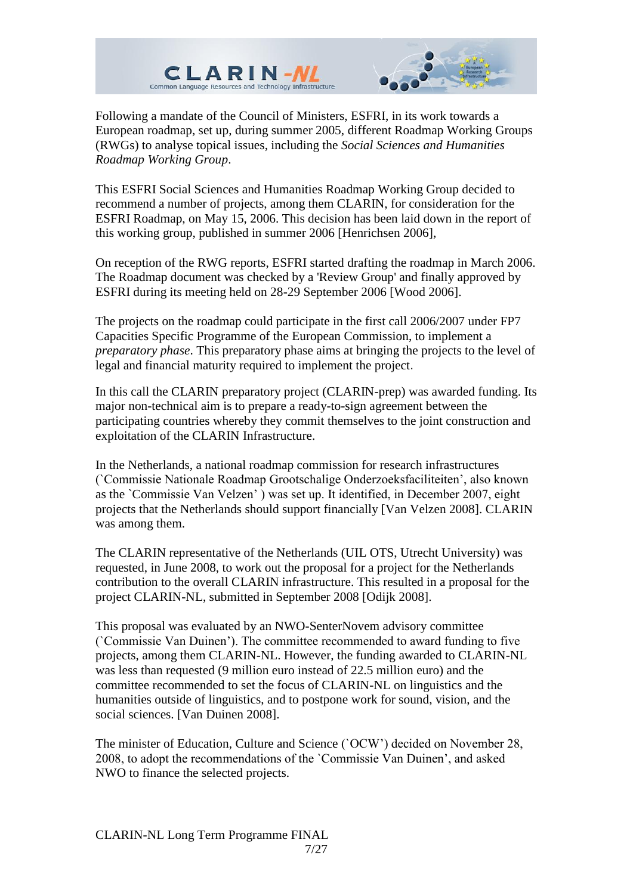Following a mandate of the Council of Ministers, ESFRI, in its work towards a European roadmap, set up, during summer 2005, different Roadmap Working Groups (RWGs) to analyse topical issues, including the *Social Sciences and Humanities Roadmap Working Group*.

This ESFRI Social Sciences and Humanities Roadmap Working Group decided to recommend a number of projects, among them CLARIN, for consideration for the ESFRI Roadmap, on May 15, 2006. This decision has been laid down in the report of this working group, published in summer 2006 [Henrichsen 2006],

On reception of the RWG reports, ESFRI started drafting the roadmap in March 2006. The Roadmap document was checked by a 'Review Group' and finally approved by ESFRI during its meeting held on 28-29 September 2006 [Wood 2006].

The projects on the roadmap could participate in the first call 2006/2007 under FP7 Capacities Specific Programme of the European Commission, to implement a *preparatory phase*. This preparatory phase aims at bringing the projects to the level of legal and financial maturity required to implement the project.

In this call the CLARIN preparatory project (CLARIN-prep) was awarded funding. Its major non-technical aim is to prepare a ready-to-sign agreement between the participating countries whereby they commit themselves to the joint construction and exploitation of the CLARIN Infrastructure.

In the Netherlands, a national roadmap commission for research infrastructures (`Commissie Nationale Roadmap Grootschalige Onderzoeksfaciliteiten', also known as the `Commissie Van Velzen' ) was set up. It identified, in December 2007, eight projects that the Netherlands should support financially [Van Velzen 2008]. CLARIN was among them.

The CLARIN representative of the Netherlands (UIL OTS, Utrecht University) was requested, in June 2008, to work out the proposal for a project for the Netherlands contribution to the overall CLARIN infrastructure. This resulted in a proposal for the project CLARIN-NL, submitted in September 2008 [Odijk 2008].

This proposal was evaluated by an NWO-SenterNovem advisory committee (`Commissie Van Duinen'). The committee recommended to award funding to five projects, among them CLARIN-NL. However, the funding awarded to CLARIN-NL was less than requested (9 million euro instead of 22.5 million euro) and the committee recommended to set the focus of CLARIN-NL on linguistics and the humanities outside of linguistics, and to postpone work for sound, vision, and the social sciences. [Van Duinen 2008].

The minister of Education, Culture and Science (`OCW') decided on November 28, 2008, to adopt the recommendations of the `Commissie Van Duinen', and asked NWO to finance the selected projects.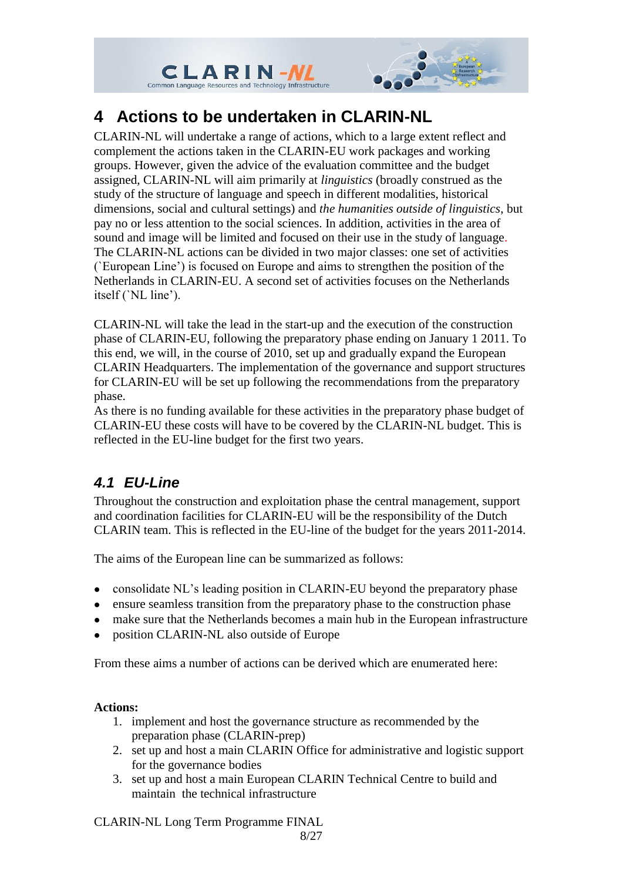# 4 Actions to be undertaken in CLARIN-NL

CLARIN-NL will undertake a range of actions, which to a large extent reflect and complement the actions taken in the CLARIN-EU work packages and working groups. However, given the advice of the evaluation committee and the budget assigned, CLARIN-NL will aim primarily at *linguistics* (broadly construed as the study of the structure of language and speech in different modalities, historical dimensions, social and cultural settings) and *the humanities outside of linguistics*, but pay no or less attention to the social sciences. In addition, activities in the area of sound and image will be limited and focused on their use in the study of language. The CLARIN-NL actions can be divided in two major classes: one set of activities (`European Line') is focused on Europe and aims to strengthen the position of the Netherlands in CLARIN-EU. A second set of activities focuses on the Netherlands itself (`NL line').

CLARIN-NL will take the lead in the start-up and the execution of the construction phase of CLARIN-EU, following the preparatory phase ending on January 1 2011. To this end, we will, in the course of 2010, set up and gradually expand the European CLARIN Headquarters. The implementation of the governance and support structures for CLARIN-EU will be set up following the recommendations from the preparatory phase.
As there is no funding available for these activities in the preparatory phase budget of CLARIN-EU these costs will have to be covered by the CLARIN-NL budget. This is reflected in the EU-line budget for the first two years.

## *4.1 EU-Line*

Throughout the construction and exploitation phase the central management, support and coordination facilities for CLARIN-EU will be the responsibility of the Dutch CLARIN team. This is reflected in the EU-line of the budget for the years 2011-2014.

The aims of the European line can be summarized as follows:

- consolidate NL's leading position in CLARIN-EU beyond the preparatory phase
- ensure seamless transition from the preparatory phase to the construction phase
- make sure that the Netherlands becomes a main hub in the European infrastructure
- position CLARIN-NL also outside of Europe

From these aims a number of actions can be derived which are enumerated here:

**Actions:**

1. implement and host the governance structure as recommended by the preparation phase (CLARIN-prep)
2. set up and host a main CLARIN Office for administrative and logistic support for the governance bodies
3. set up and host a main European CLARIN Technical Centre to build and maintain the technical infrastructure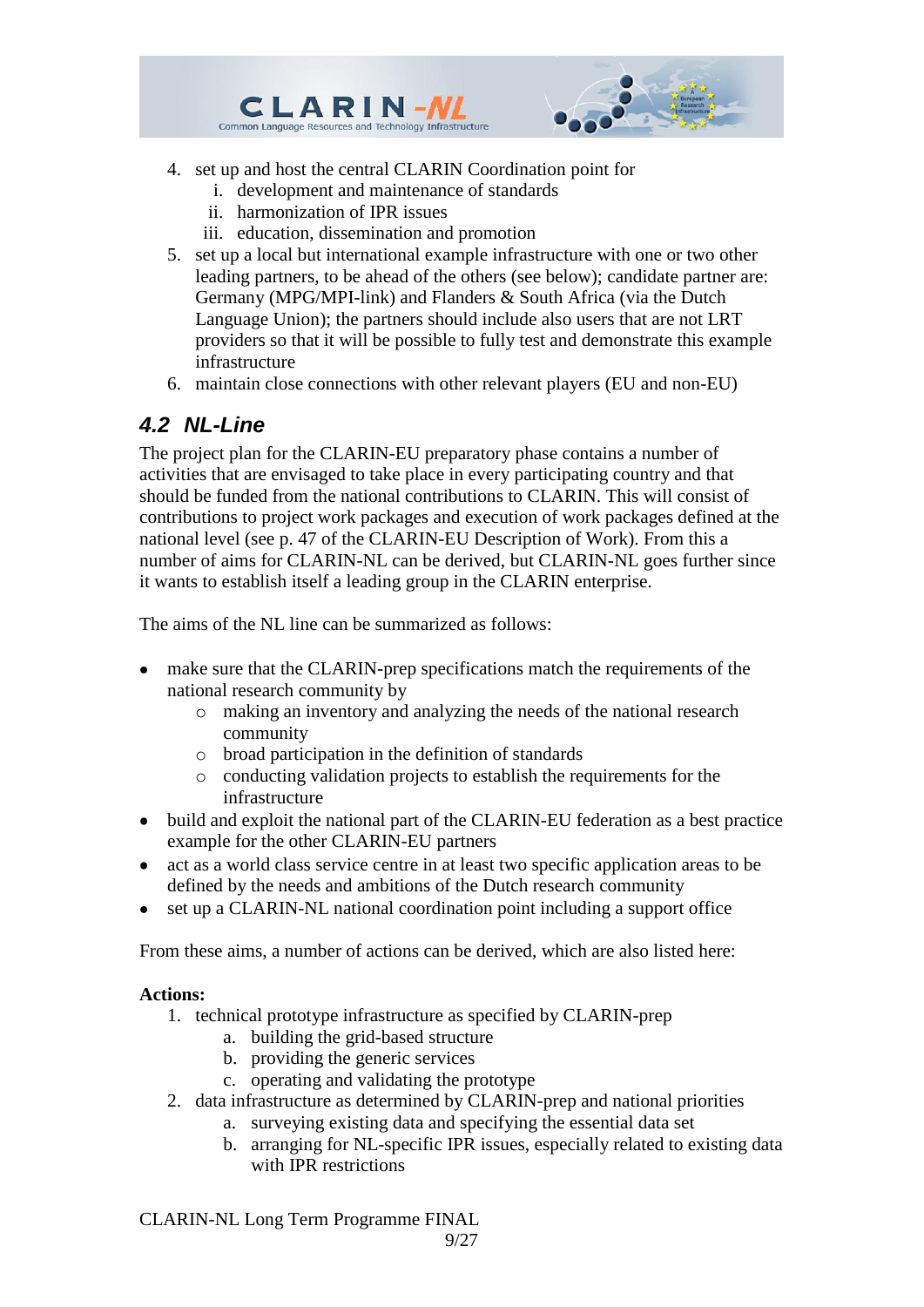4. set up and host the central CLARIN Coordination point for
   i. development and maintenance of standards
   ii. harmonization of IPR issues
   iii. education, dissemination and promotion
5. set up a local but international example infrastructure with one or two other leading partners, to be ahead of the others (see below); candidate partner are: Germany (MPG/MPI-link) and Flanders & South Africa (via the Dutch Language Union); the partners should include also users that are not LRT providers so that it will be possible to fully test and demonstrate this example infrastructure
6. maintain close connections with other relevant players (EU and non-EU)

## *4.2 NL-Line*

The project plan for the CLARIN-EU preparatory phase contains a number of activities that are envisaged to take place in every participating country and that should be funded from the national contributions to CLARIN. This will consist of contributions to project work packages and execution of work packages defined at the national level (see p. 47 of the CLARIN-EU Description of Work). From this a number of aims for CLARIN-NL can be derived, but CLARIN-NL goes further since it wants to establish itself a leading group in the CLARIN enterprise.

The aims of the NL line can be summarized as follows:

- make sure that the CLARIN-prep specifications match the requirements of the national research community by
  - making an inventory and analyzing the needs of the national research community
  - broad participation in the definition of standards
  - conducting validation projects to establish the requirements for the infrastructure
- build and exploit the national part of the CLARIN-EU federation as a best practice example for the other CLARIN-EU partners
- act as a world class service centre in at least two specific application areas to be defined by the needs and ambitions of the Dutch research community
- set up a CLARIN-NL national coordination point including a support office

From these aims, a number of actions can be derived, which are also listed here:

**Actions:**

1. technical prototype infrastructure as specified by CLARIN-prep
   a. building the grid-based structure
   b. providing the generic services
   c. operating and validating the prototype
2. data infrastructure as determined by CLARIN-prep and national priorities
   a. surveying existing data and specifying the essential data set
   b. arranging for NL-specific IPR issues, especially related to existing data with IPR restrictions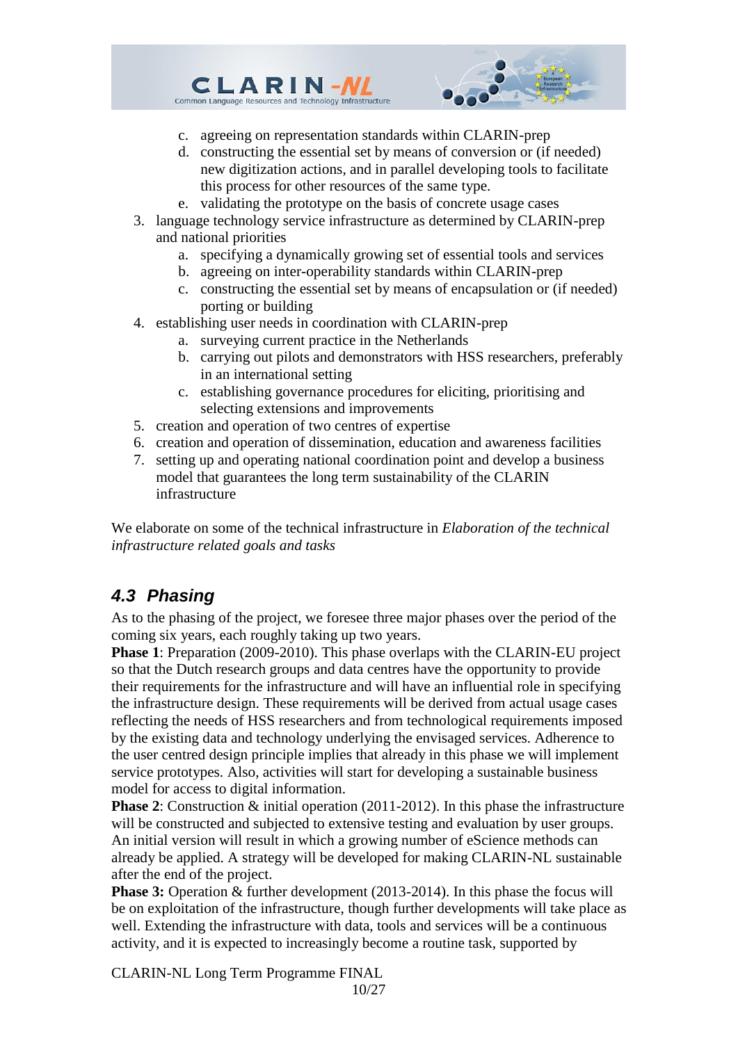c. agreeing on representation standards within CLARIN-prep
   d. constructing the essential set by means of conversion or (if needed) new digitization actions, and in parallel developing tools to facilitate this process for other resources of the same type.
   e. validating the prototype on the basis of concrete usage cases
3. language technology service infrastructure as determined by CLARIN-prep and national priorities
   a. specifying a dynamically growing set of essential tools and services
   b. agreeing on inter-operability standards within CLARIN-prep
   c. constructing the essential set by means of encapsulation or (if needed) porting or building
4. establishing user needs in coordination with CLARIN-prep
   a. surveying current practice in the Netherlands
   b. carrying out pilots and demonstrators with HSS researchers, preferably in an international setting
   c. establishing governance procedures for eliciting, prioritising and selecting extensions and improvements
5. creation and operation of two centres of expertise
6. creation and operation of dissemination, education and awareness facilities
7. setting up and operating national coordination point and develop a business model that guarantees the long term sustainability of the CLARIN infrastructure

We elaborate on some of the technical infrastructure in *Elaboration of the technical infrastructure related goals and tasks*

## 4.3 Phasing

As to the phasing of the project, we foresee three major phases over the period of the coming six years, each roughly taking up two years.

**Phase 1**: Preparation (2009-2010). This phase overlaps with the CLARIN-EU project so that the Dutch research groups and data centres have the opportunity to provide their requirements for the infrastructure and will have an influential role in specifying the infrastructure design. These requirements will be derived from actual usage cases reflecting the needs of HSS researchers and from technological requirements imposed by the existing data and technology underlying the envisaged services. Adherence to the user centred design principle implies that already in this phase we will implement service prototypes. Also, activities will start for developing a sustainable business model for access to digital information.

**Phase 2**: Construction & initial operation (2011-2012). In this phase the infrastructure will be constructed and subjected to extensive testing and evaluation by user groups. An initial version will result in which a growing number of eScience methods can already be applied. A strategy will be developed for making CLARIN-NL sustainable after the end of the project.

**Phase 3:** Operation & further development (2013-2014). In this phase the focus will be on exploitation of the infrastructure, though further developments will take place as well. Extending the infrastructure with data, tools and services will be a continuous activity, and it is expected to increasingly become a routine task, supported by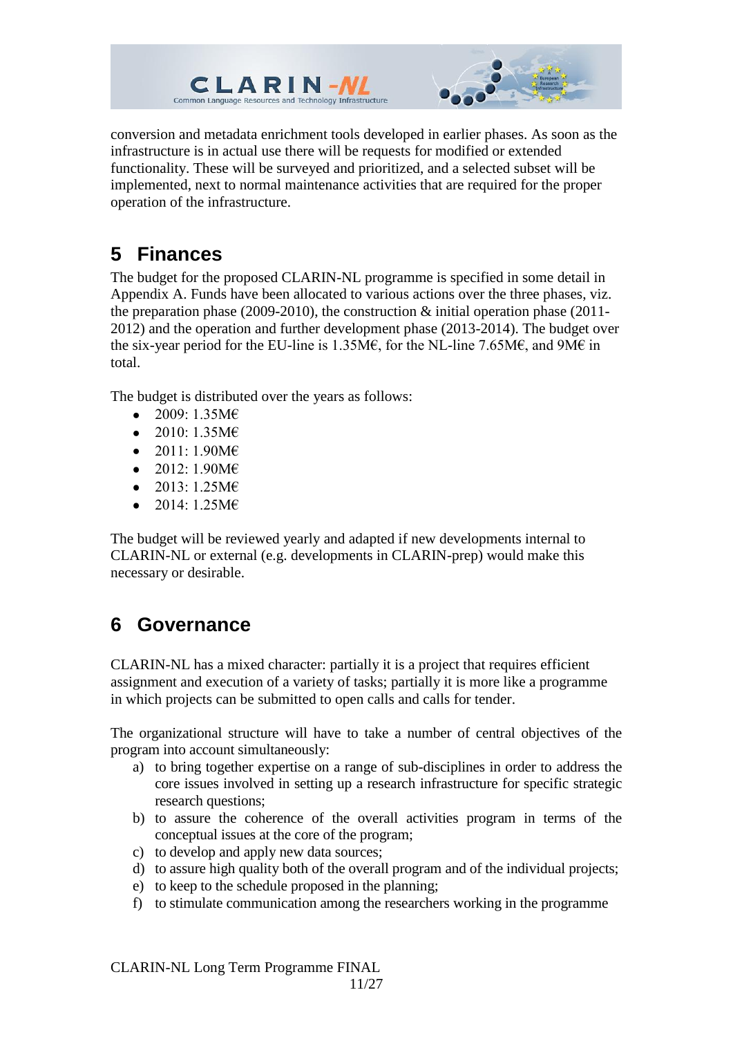conversion and metadata enrichment tools developed in earlier phases. As soon as the infrastructure is in actual use there will be requests for modified or extended functionality. These will be surveyed and prioritized, and a selected subset will be implemented, next to normal maintenance activities that are required for the proper operation of the infrastructure.

# 5 Finances

The budget for the proposed CLARIN-NL programme is specified in some detail in Appendix A. Funds have been allocated to various actions over the three phases, viz. the preparation phase (2009-2010), the construction & initial operation phase (2011-2012) and the operation and further development phase (2013-2014). The budget over the six-year period for the EU-line is 1.35M€, for the NL-line 7.65M€, and 9M€ in total.

The budget is distributed over the years as follows:

- 2009: 1.35M€
- 2010: 1.35M€
- 2011: 1.90M€
- 2012: 1.90M€
- 2013: 1.25M€
- 2014: 1.25M€

The budget will be reviewed yearly and adapted if new developments internal to CLARIN-NL or external (e.g. developments in CLARIN-prep) would make this necessary or desirable.

# 6 Governance

CLARIN-NL has a mixed character: partially it is a project that requires efficient assignment and execution of a variety of tasks; partially it is more like a programme in which projects can be submitted to open calls and calls for tender.

The organizational structure will have to take a number of central objectives of the program into account simultaneously:

a) to bring together expertise on a range of sub-disciplines in order to address the core issues involved in setting up a research infrastructure for specific strategic research questions;
b) to assure the coherence of the overall activities program in terms of the conceptual issues at the core of the program;
c) to develop and apply new data sources;
d) to assure high quality both of the overall program and of the individual projects;
e) to keep to the schedule proposed in the planning;
f) to stimulate communication among the researchers working in the programme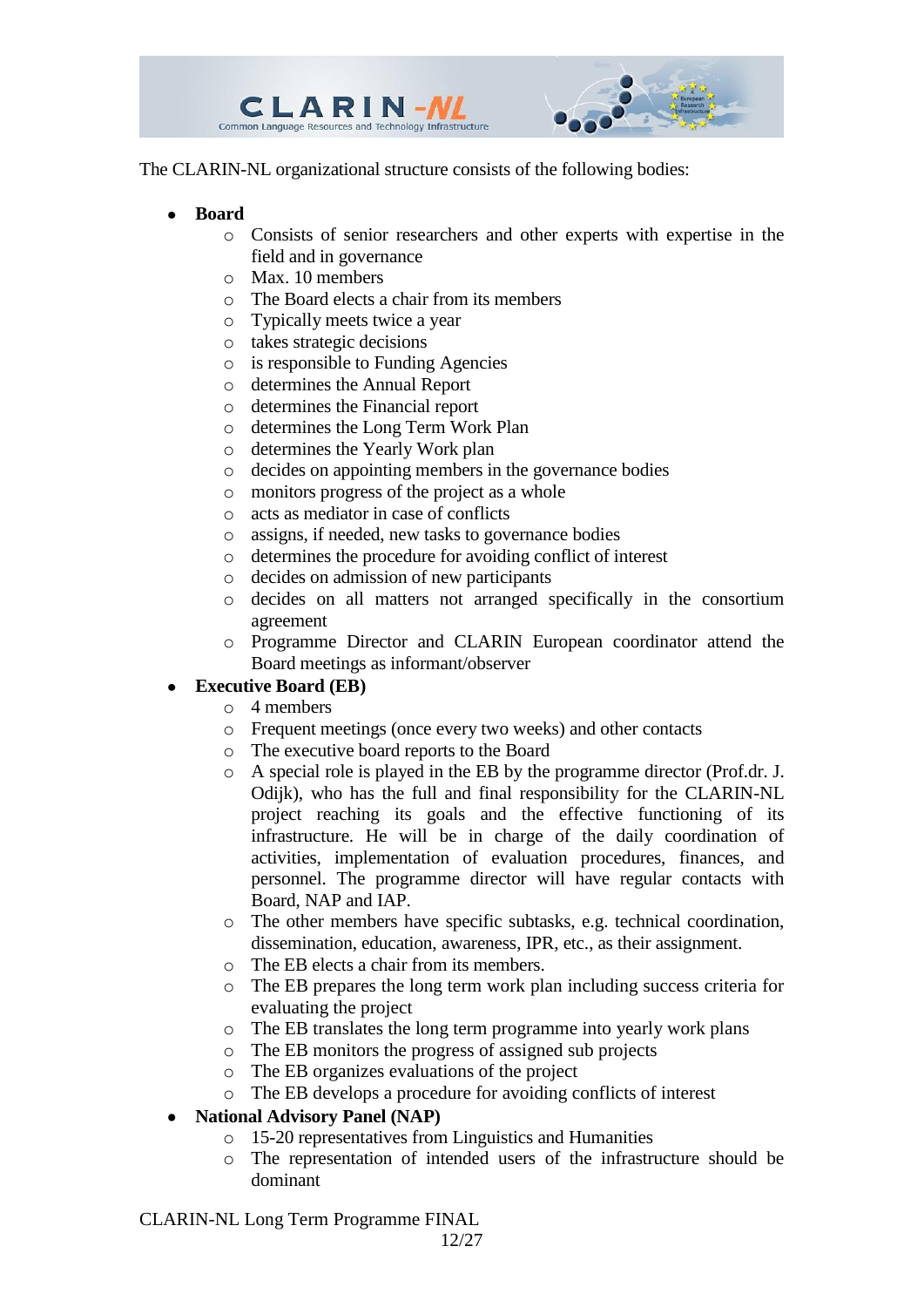The CLARIN-NL organizational structure consists of the following bodies:

- **Board**
  - Consists of senior researchers and other experts with expertise in the field and in governance
  - Max. 10 members
  - The Board elects a chair from its members
  - Typically meets twice a year
  - takes strategic decisions
  - is responsible to Funding Agencies
  - determines the Annual Report
  - determines the Financial report
  - determines the Long Term Work Plan
  - determines the Yearly Work plan
  - decides on appointing members in the governance bodies
  - monitors progress of the project as a whole
  - acts as mediator in case of conflicts
  - assigns, if needed, new tasks to governance bodies
  - determines the procedure for avoiding conflict of interest
  - decides on admission of new participants
  - decides on all matters not arranged specifically in the consortium agreement
  - Programme Director and CLARIN European coordinator attend the Board meetings as informant/observer
- **Executive Board (EB)**
  - 4 members
  - Frequent meetings (once every two weeks) and other contacts
  - The executive board reports to the Board
  - A special role is played in the EB by the programme director (Prof.dr. J. Odijk), who has the full and final responsibility for the CLARIN-NL project reaching its goals and the effective functioning of its infrastructure. He will be in charge of the daily coordination of activities, implementation of evaluation procedures, finances, and personnel. The programme director will have regular contacts with Board, NAP and IAP.
  - The other members have specific subtasks, e.g. technical coordination, dissemination, education, awareness, IPR, etc., as their assignment.
  - The EB elects a chair from its members.
  - The EB prepares the long term work plan including success criteria for evaluating the project
  - The EB translates the long term programme into yearly work plans
  - The EB monitors the progress of assigned sub projects
  - The EB organizes evaluations of the project
  - The EB develops a procedure for avoiding conflicts of interest
- **National Advisory Panel (NAP)**
  - 15-20 representatives from Linguistics and Humanities
  - The representation of intended users of the infrastructure should be dominant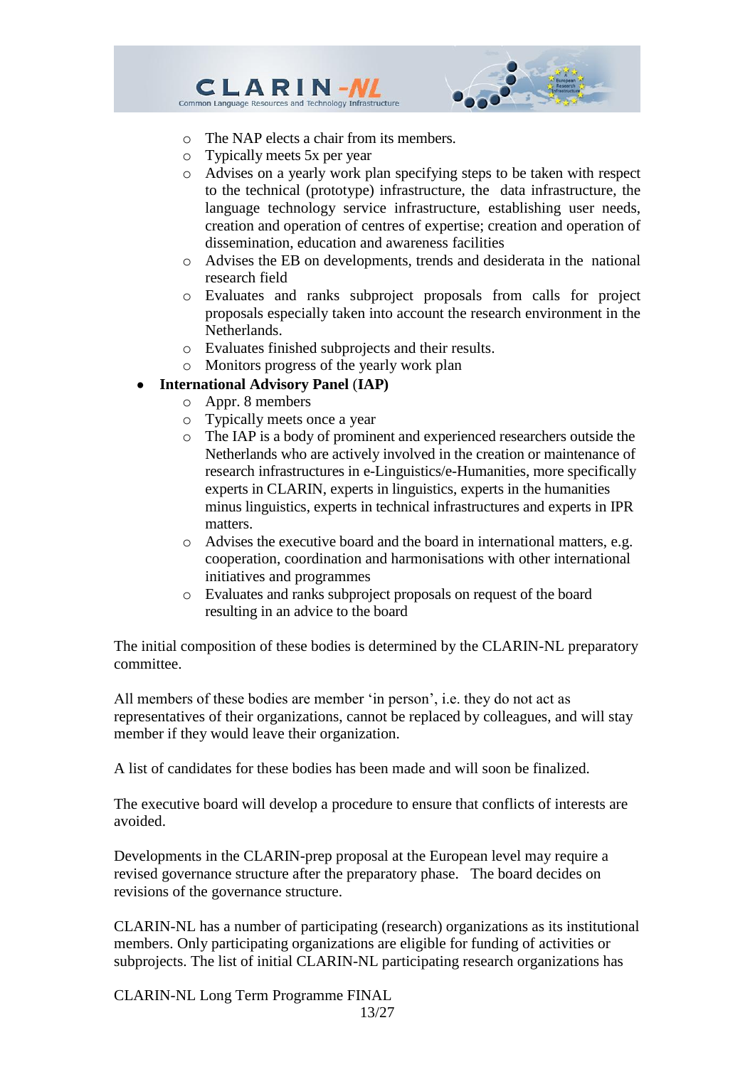- The NAP elects a chair from its members.
  - Typically meets 5x per year
  - Advises on a yearly work plan specifying steps to be taken with respect to the technical (prototype) infrastructure, the data infrastructure, the language technology service infrastructure, establishing user needs, creation and operation of centres of expertise; creation and operation of dissemination, education and awareness facilities
  - Advises the EB on developments, trends and desiderata in the national research field
  - Evaluates and ranks subproject proposals from calls for project proposals especially taken into account the research environment in the Netherlands.
  - Evaluates finished subprojects and their results.
  - Monitors progress of the yearly work plan
- **International Advisory Panel (IAP)**
  - Appr. 8 members
  - Typically meets once a year
  - The IAP is a body of prominent and experienced researchers outside the Netherlands who are actively involved in the creation or maintenance of research infrastructures in e-Linguistics/e-Humanities, more specifically experts in CLARIN, experts in linguistics, experts in the humanities minus linguistics, experts in technical infrastructures and experts in IPR matters.
  - Advises the executive board and the board in international matters, e.g. cooperation, coordination and harmonisations with other international initiatives and programmes
  - Evaluates and ranks subproject proposals on request of the board resulting in an advice to the board

The initial composition of these bodies is determined by the CLARIN-NL preparatory committee.

All members of these bodies are member 'in person', i.e. they do not act as representatives of their organizations, cannot be replaced by colleagues, and will stay member if they would leave their organization.

A list of candidates for these bodies has been made and will soon be finalized.

The executive board will develop a procedure to ensure that conflicts of interests are avoided.

Developments in the CLARIN-prep proposal at the European level may require a revised governance structure after the preparatory phase. The board decides on revisions of the governance structure.

CLARIN-NL has a number of participating (research) organizations as its institutional members. Only participating organizations are eligible for funding of activities or subprojects. The list of initial CLARIN-NL participating research organizations has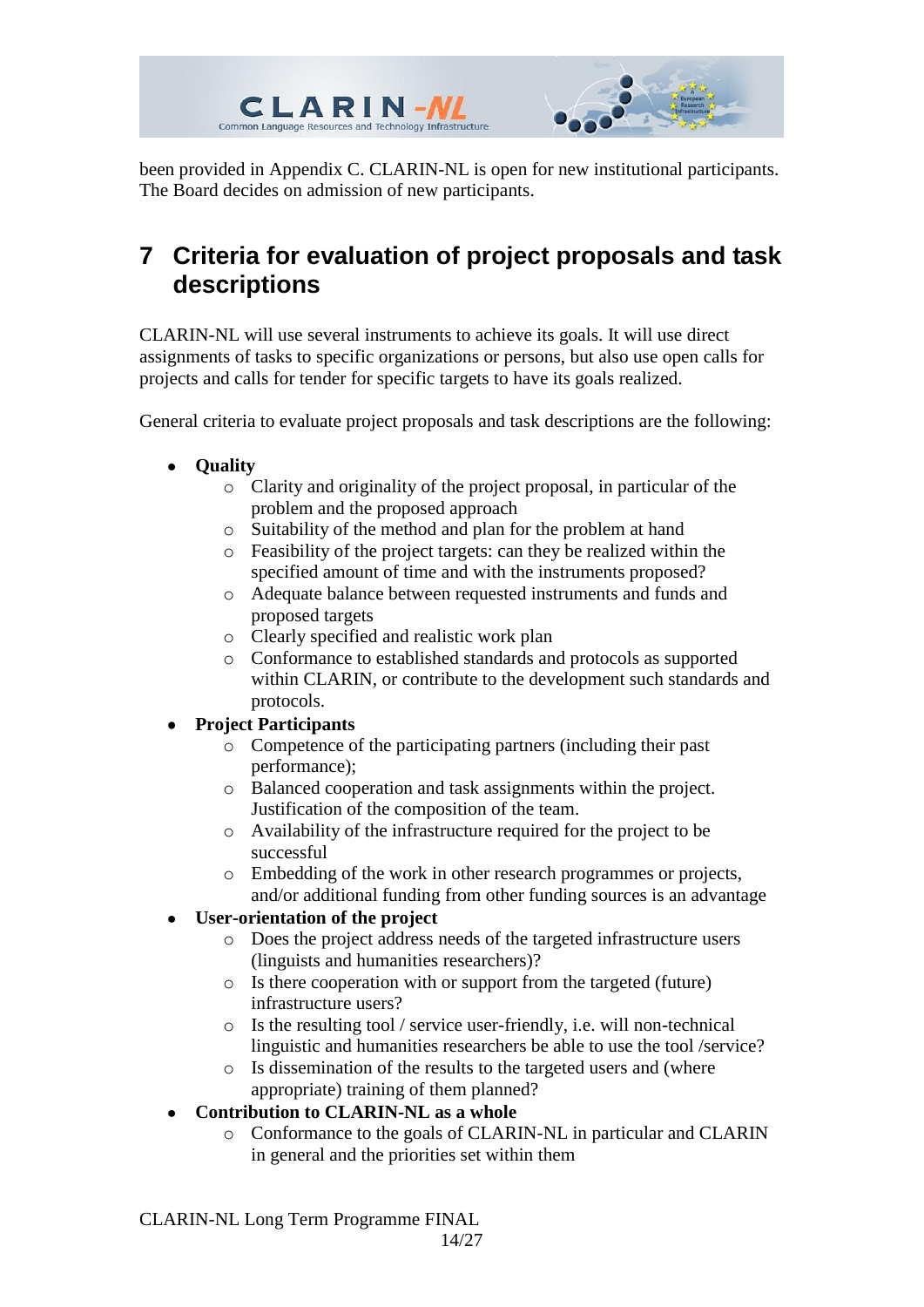been provided in Appendix C. CLARIN-NL is open for new institutional participants. The Board decides on admission of new participants.

# 7 Criteria for evaluation of project proposals and task descriptions

CLARIN-NL will use several instruments to achieve its goals. It will use direct assignments of tasks to specific organizations or persons, but also use open calls for projects and calls for tender for specific targets to have its goals realized.

General criteria to evaluate project proposals and task descriptions are the following:

- **Quality**
  - Clarity and originality of the project proposal, in particular of the problem and the proposed approach
  - Suitability of the method and plan for the problem at hand
  - Feasibility of the project targets: can they be realized within the specified amount of time and with the instruments proposed?
  - Adequate balance between requested instruments and funds and proposed targets
  - Clearly specified and realistic work plan
  - Conformance to established standards and protocols as supported within CLARIN, or contribute to the development such standards and protocols.
- **Project Participants**
  - Competence of the participating partners (including their past performance);
  - Balanced cooperation and task assignments within the project. Justification of the composition of the team.
  - Availability of the infrastructure required for the project to be successful
  - Embedding of the work in other research programmes or projects, and/or additional funding from other funding sources is an advantage
- **User-orientation of the project**
  - Does the project address needs of the targeted infrastructure users (linguists and humanities researchers)?
  - Is there cooperation with or support from the targeted (future) infrastructure users?
  - Is the resulting tool / service user-friendly, i.e. will non-technical linguistic and humanities researchers be able to use the tool /service?
  - Is dissemination of the results to the targeted users and (where appropriate) training of them planned?
- **Contribution to CLARIN-NL as a whole**
  - Conformance to the goals of CLARIN-NL in particular and CLARIN in general and the priorities set within them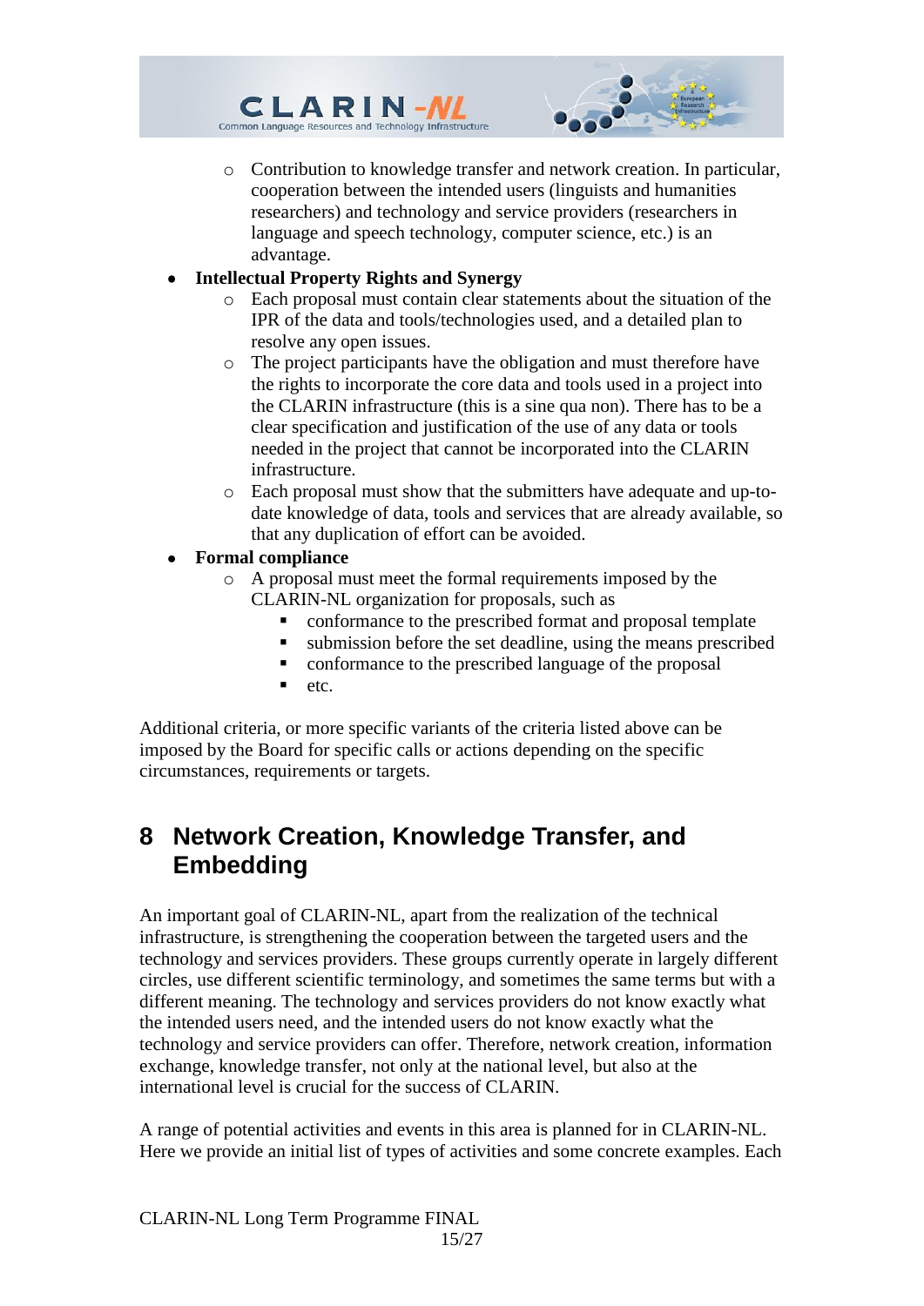- Contribution to knowledge transfer and network creation. In particular, cooperation between the intended users (linguists and humanities researchers) and technology and service providers (researchers in language and speech technology, computer science, etc.) is an advantage.
- **Intellectual Property Rights and Synergy**
    - Each proposal must contain clear statements about the situation of the IPR of the data and tools/technologies used, and a detailed plan to resolve any open issues.
    - The project participants have the obligation and must therefore have the rights to incorporate the core data and tools used in a project into the CLARIN infrastructure (this is a sine qua non). There has to be a clear specification and justification of the use of any data or tools needed in the project that cannot be incorporated into the CLARIN infrastructure.
    - Each proposal must show that the submitters have adequate and up-to-date knowledge of data, tools and services that are already available, so that any duplication of effort can be avoided.
- **Formal compliance**
    - A proposal must meet the formal requirements imposed by the CLARIN-NL organization for proposals, such as
        - conformance to the prescribed format and proposal template
        - submission before the set deadline, using the means prescribed
        - conformance to the prescribed language of the proposal
        - etc.

Additional criteria, or more specific variants of the criteria listed above can be imposed by the Board for specific calls or actions depending on the specific circumstances, requirements or targets.

# 8 Network Creation, Knowledge Transfer, and Embedding

An important goal of CLARIN-NL, apart from the realization of the technical infrastructure, is strengthening the cooperation between the targeted users and the technology and services providers. These groups currently operate in largely different circles, use different scientific terminology, and sometimes the same terms but with a different meaning. The technology and services providers do not know exactly what the intended users need, and the intended users do not know exactly what the technology and service providers can offer. Therefore, network creation, information exchange, knowledge transfer, not only at the national level, but also at the international level is crucial for the success of CLARIN.

A range of potential activities and events in this area is planned for in CLARIN-NL. Here we provide an initial list of types of activities and some concrete examples. Each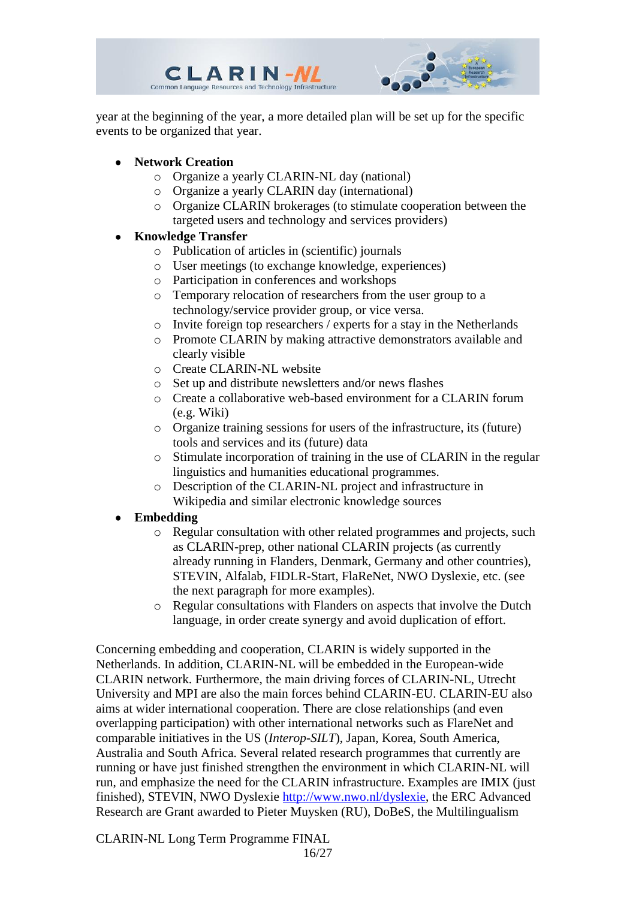year at the beginning of the year, a more detailed plan will be set up for the specific events to be organized that year.

- **Network Creation**
  - Organize a yearly CLARIN-NL day (national)
  - Organize a yearly CLARIN day (international)
  - Organize CLARIN brokerages (to stimulate cooperation between the targeted users and technology and services providers)
- **Knowledge Transfer**
  - Publication of articles in (scientific) journals
  - User meetings (to exchange knowledge, experiences)
  - Participation in conferences and workshops
  - Temporary relocation of researchers from the user group to a technology/service provider group, or vice versa.
  - Invite foreign top researchers / experts for a stay in the Netherlands
  - Promote CLARIN by making attractive demonstrators available and clearly visible
  - Create CLARIN-NL website
  - Set up and distribute newsletters and/or news flashes
  - Create a collaborative web-based environment for a CLARIN forum (e.g. Wiki)
  - Organize training sessions for users of the infrastructure, its (future) tools and services and its (future) data
  - Stimulate incorporation of training in the use of CLARIN in the regular linguistics and humanities educational programmes.
  - Description of the CLARIN-NL project and infrastructure in Wikipedia and similar electronic knowledge sources
- **Embedding**
  - Regular consultation with other related programmes and projects, such as CLARIN-prep, other national CLARIN projects (as currently already running in Flanders, Denmark, Germany and other countries), STEVIN, Alfalab, FIDLR-Start, FlaReNet, NWO Dyslexie, etc. (see the next paragraph for more examples).
  - Regular consultations with Flanders on aspects that involve the Dutch language, in order create synergy and avoid duplication of effort.

Concerning embedding and cooperation, CLARIN is widely supported in the Netherlands. In addition, CLARIN-NL will be embedded in the European-wide CLARIN network. Furthermore, the main driving forces of CLARIN-NL, Utrecht University and MPI are also the main forces behind CLARIN-EU. CLARIN-EU also aims at wider international cooperation. There are close relationships (and even overlapping participation) with other international networks such as FlareNet and comparable initiatives in the US (*Interop-SILT*), Japan, Korea, South America, Australia and South Africa. Several related research programmes that currently are running or have just finished strengthen the environment in which CLARIN-NL will run, and emphasize the need for the CLARIN infrastructure. Examples are IMIX (just finished), STEVIN, NWO Dyslexie http://www.nwo.nl/dyslexie, the ERC Advanced Research are Grant awarded to Pieter Muysken (RU), DoBeS, the Multilingualism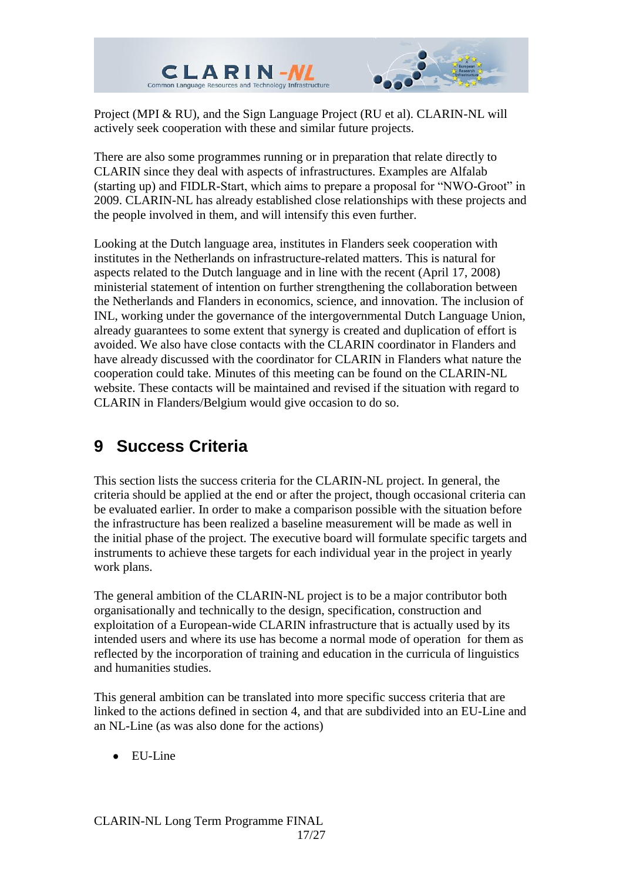Project (MPI & RU), and the Sign Language Project (RU et al). CLARIN-NL will actively seek cooperation with these and similar future projects.

There are also some programmes running or in preparation that relate directly to CLARIN since they deal with aspects of infrastructures. Examples are Alfalab (starting up) and FIDLR-Start, which aims to prepare a proposal for "NWO-Groot" in 2009. CLARIN-NL has already established close relationships with these projects and the people involved in them, and will intensify this even further.

Looking at the Dutch language area, institutes in Flanders seek cooperation with institutes in the Netherlands on infrastructure-related matters. This is natural for aspects related to the Dutch language and in line with the recent (April 17, 2008) ministerial statement of intention on further strengthening the collaboration between the Netherlands and Flanders in economics, science, and innovation. The inclusion of INL, working under the governance of the intergovernmental Dutch Language Union, already guarantees to some extent that synergy is created and duplication of effort is avoided. We also have close contacts with the CLARIN coordinator in Flanders and have already discussed with the coordinator for CLARIN in Flanders what nature the cooperation could take. Minutes of this meeting can be found on the CLARIN-NL website. These contacts will be maintained and revised if the situation with regard to CLARIN in Flanders/Belgium would give occasion to do so.

# 9 Success Criteria

This section lists the success criteria for the CLARIN-NL project. In general, the criteria should be applied at the end or after the project, though occasional criteria can be evaluated earlier. In order to make a comparison possible with the situation before the infrastructure has been realized a baseline measurement will be made as well in the initial phase of the project. The executive board will formulate specific targets and instruments to achieve these targets for each individual year in the project in yearly work plans.

The general ambition of the CLARIN-NL project is to be a major contributor both organisationally and technically to the design, specification, construction and exploitation of a European-wide CLARIN infrastructure that is actually used by its intended users and where its use has become a normal mode of operation for them as reflected by the incorporation of training and education in the curricula of linguistics and humanities studies.

This general ambition can be translated into more specific success criteria that are linked to the actions defined in section 4, and that are subdivided into an EU-Line and an NL-Line (as was also done for the actions)

- EU-Line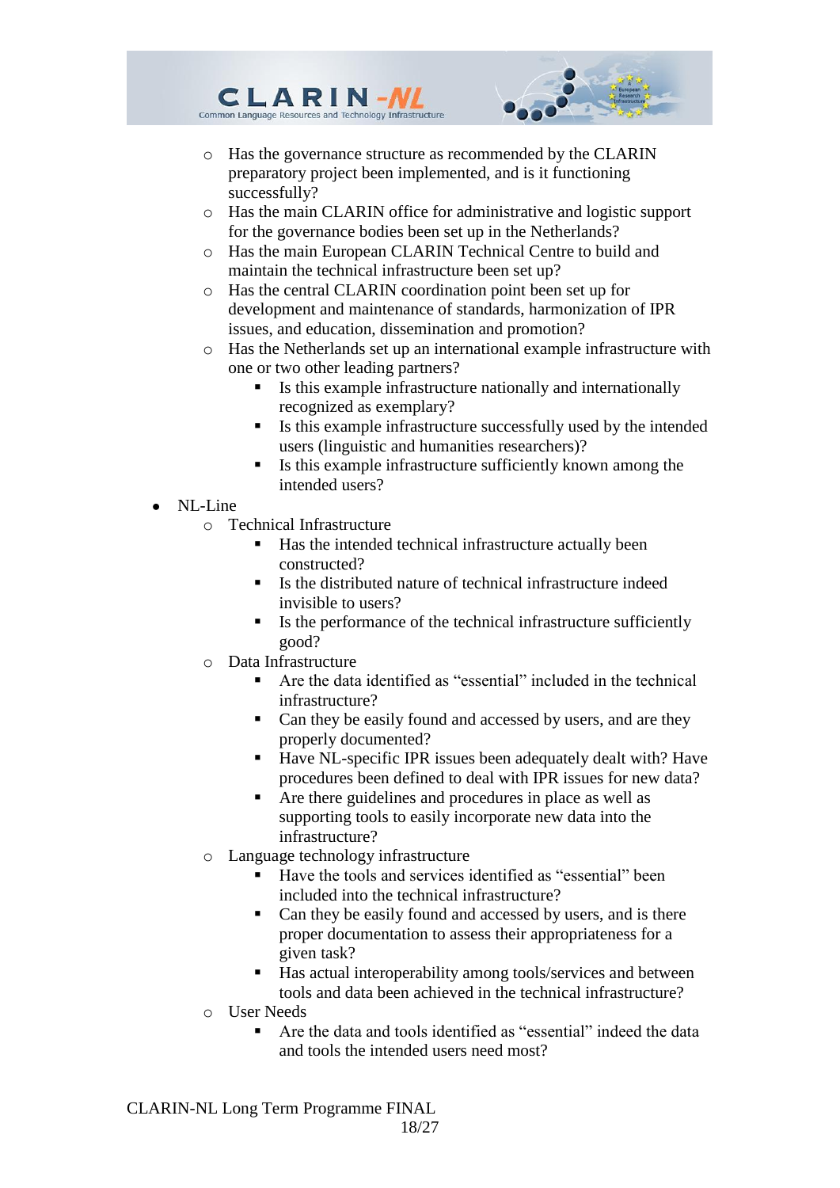- Has the governance structure as recommended by the CLARIN preparatory project been implemented, and is it functioning successfully?
  - Has the main CLARIN office for administrative and logistic support for the governance bodies been set up in the Netherlands?
  - Has the main European CLARIN Technical Centre to build and maintain the technical infrastructure been set up?
  - Has the central CLARIN coordination point been set up for development and maintenance of standards, harmonization of IPR issues, and education, dissemination and promotion?
  - Has the Netherlands set up an international example infrastructure with one or two other leading partners?
    - Is this example infrastructure nationally and internationally recognized as exemplary?
    - Is this example infrastructure successfully used by the intended users (linguistic and humanities researchers)?
    - Is this example infrastructure sufficiently known among the intended users?
- NL-Line
  - Technical Infrastructure
    - Has the intended technical infrastructure actually been constructed?
    - Is the distributed nature of technical infrastructure indeed invisible to users?
    - Is the performance of the technical infrastructure sufficiently good?
  - Data Infrastructure
    - Are the data identified as "essential" included in the technical infrastructure?
    - Can they be easily found and accessed by users, and are they properly documented?
    - Have NL-specific IPR issues been adequately dealt with? Have procedures been defined to deal with IPR issues for new data?
    - Are there guidelines and procedures in place as well as supporting tools to easily incorporate new data into the infrastructure?
  - Language technology infrastructure
    - Have the tools and services identified as "essential" been included into the technical infrastructure?
    - Can they be easily found and accessed by users, and is there proper documentation to assess their appropriateness for a given task?
    - Has actual interoperability among tools/services and between tools and data been achieved in the technical infrastructure?
  - User Needs
    - Are the data and tools identified as "essential" indeed the data and tools the intended users need most?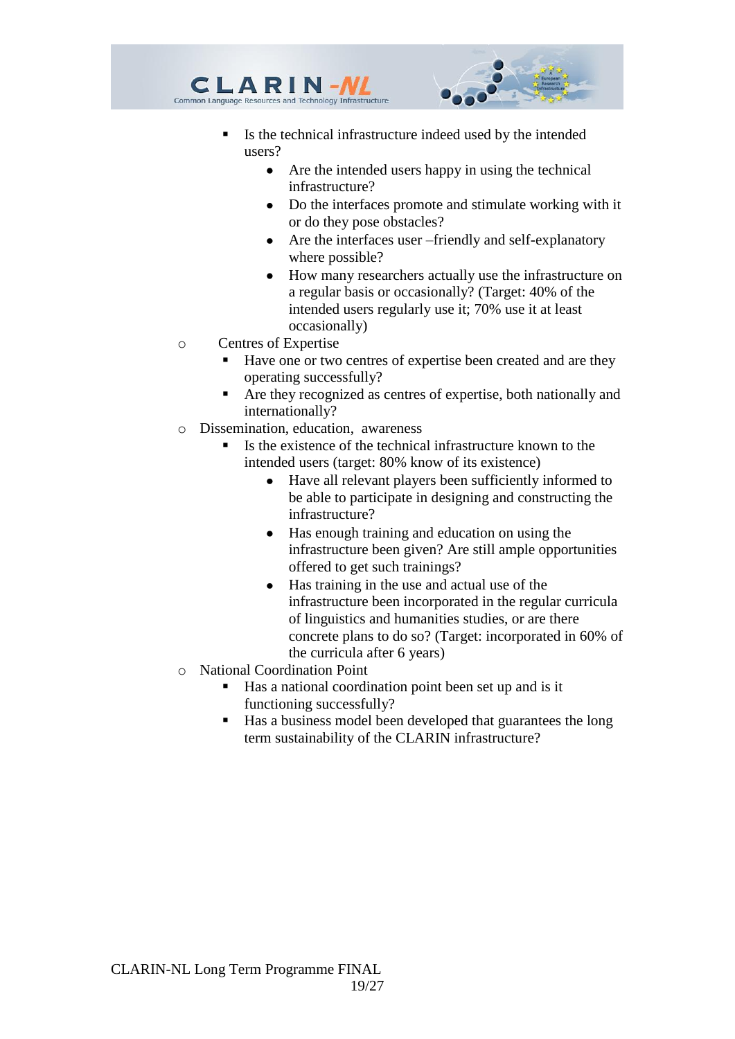- Is the technical infrastructure indeed used by the intended users?
        - Are the intended users happy in using the technical infrastructure?
        - Do the interfaces promote and stimulate working with it or do they pose obstacles?
        - Are the interfaces user –friendly and self-explanatory where possible?
        - How many researchers actually use the infrastructure on a regular basis or occasionally? (Target: 40% of the intended users regularly use it; 70% use it at least occasionally)
- Centres of Expertise
    - Have one or two centres of expertise been created and are they operating successfully?
    - Are they recognized as centres of expertise, both nationally and internationally?
- Dissemination, education, awareness
    - Is the existence of the technical infrastructure known to the intended users (target: 80% know of its existence)
        - Have all relevant players been sufficiently informed to be able to participate in designing and constructing the infrastructure?
        - Has enough training and education on using the infrastructure been given? Are still ample opportunities offered to get such trainings?
        - Has training in the use and actual use of the infrastructure been incorporated in the regular curricula of linguistics and humanities studies, or are there concrete plans to do so? (Target: incorporated in 60% of the curricula after 6 years)
- National Coordination Point
    - Has a national coordination point been set up and is it functioning successfully?
    - Has a business model been developed that guarantees the long term sustainability of the CLARIN infrastructure?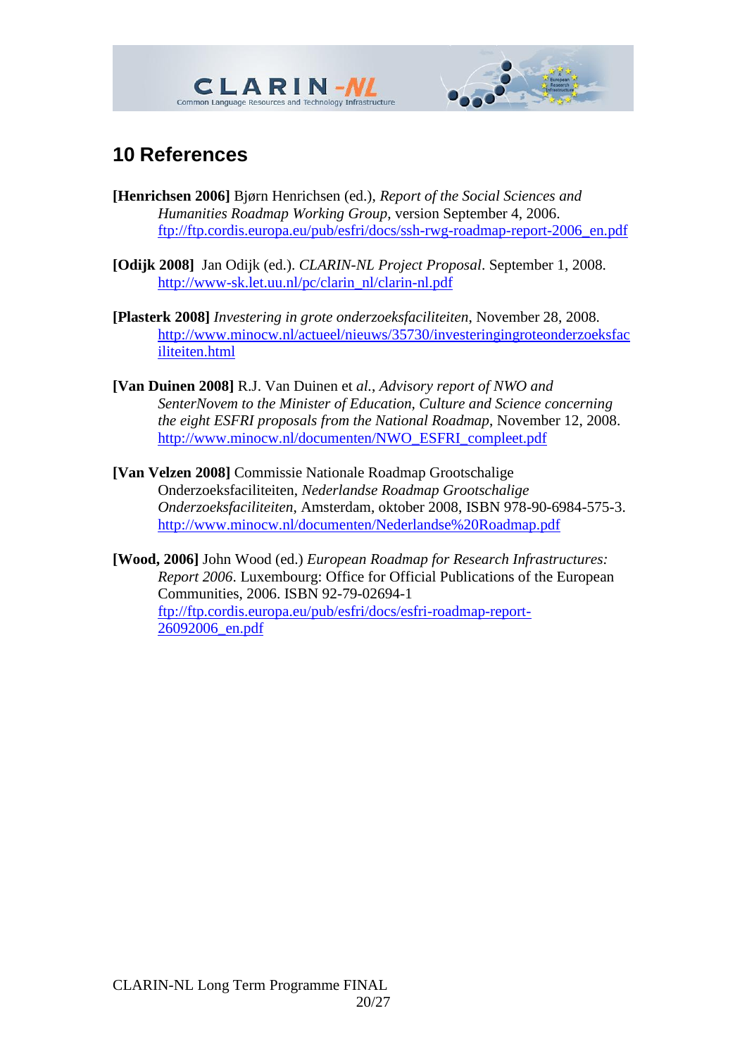# 10 References

**[Henrichsen 2006]** Bjørn Henrichsen (ed.), *Report of the Social Sciences and Humanities Roadmap Working Group*, version September 4, 2006. ftp://ftp.cordis.europa.eu/pub/esfri/docs/ssh-rwg-roadmap-report-2006_en.pdf

**[Odijk 2008]** Jan Odijk (ed.). *CLARIN-NL Project Proposal*. September 1, 2008. http://www-sk.let.uu.nl/pc/clarin_nl/clarin-nl.pdf

**[Plasterk 2008]** *Investering in grote onderzoeksfaciliteiten*, November 28, 2008. http://www.minocw.nl/actueel/nieuws/35730/investeringingroteonderzoeksfaciliteiten.html

**[Van Duinen 2008]** R.J. Van Duinen et *al.*, *Advisory report of NWO and SenterNovem to the Minister of Education, Culture and Science concerning the eight ESFRI proposals from the National Roadmap*, November 12, 2008. http://www.minocw.nl/documenten/NWO_ESFRI_compleet.pdf

**[Van Velzen 2008]** Commissie Nationale Roadmap Grootschalige Onderzoeksfaciliteiten, *Nederlandse Roadmap Grootschalige Onderzoeksfaciliteiten*, Amsterdam, oktober 2008, ISBN 978-90-6984-575-3. http://www.minocw.nl/documenten/Nederlandse%20Roadmap.pdf

**[Wood, 2006]** John Wood (ed.) *European Roadmap for Research Infrastructures: Report 2006*. Luxembourg: Office for Official Publications of the European Communities, 2006. ISBN 92-79-02694-1 ftp://ftp.cordis.europa.eu/pub/esfri/docs/esfri-roadmap-report-26092006_en.pdf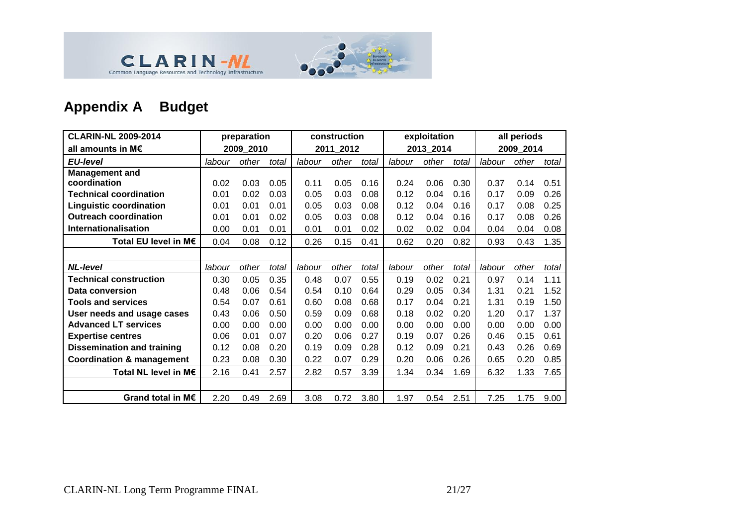## Appendix A Budget

| CLARIN-NL 2009-2014 | preparation | | | construction | | | exploitation | | | all periods | | |
|---|---|---|---|---|---|---|---|---|---|---|---|---|
| all amounts in M€ | 2009_2010 | | | 2011_2012 | | | 2013_2014 | | | 2009_2014 | | |
| ***EU-level*** | *labour* | *other* | *total* | *labour* | *other* | *total* | *labour* | *other* | *total* | *labour* | *other* | *total* |
| **Management and coordination** | 0.02 | 0.03 | 0.05 | 0.11 | 0.05 | 0.16 | 0.24 | 0.06 | 0.30 | 0.37 | 0.14 | 0.51 |
| **Technical coordination** | 0.01 | 0.02 | 0.03 | 0.05 | 0.03 | 0.08 | 0.12 | 0.04 | 0.16 | 0.17 | 0.09 | 0.26 |
| **Linguistic coordination** | 0.01 | 0.01 | 0.01 | 0.05 | 0.03 | 0.08 | 0.12 | 0.04 | 0.16 | 0.17 | 0.08 | 0.25 |
| **Outreach coordination** | 0.01 | 0.01 | 0.02 | 0.05 | 0.03 | 0.08 | 0.12 | 0.04 | 0.16 | 0.17 | 0.08 | 0.26 |
| **Internationalisation** | 0.00 | 0.01 | 0.01 | 0.01 | 0.01 | 0.02 | 0.02 | 0.02 | 0.04 | 0.04 | 0.04 | 0.08 |
| **Total EU level in M€** | 0.04 | 0.08 | 0.12 | 0.26 | 0.15 | 0.41 | 0.62 | 0.20 | 0.82 | 0.93 | 0.43 | 1.35 |
| | | | | | | | | | | | | |
| ***NL-level*** | *labour* | *other* | *total* | *labour* | *other* | *total* | *labour* | *other* | *total* | *labour* | *other* | *total* |
| **Technical construction** | 0.30 | 0.05 | 0.35 | 0.48 | 0.07 | 0.55 | 0.19 | 0.02 | 0.21 | 0.97 | 0.14 | 1.11 |
| **Data conversion** | 0.48 | 0.06 | 0.54 | 0.54 | 0.10 | 0.64 | 0.29 | 0.05 | 0.34 | 1.31 | 0.21 | 1.52 |
| **Tools and services** | 0.54 | 0.07 | 0.61 | 0.60 | 0.08 | 0.68 | 0.17 | 0.04 | 0.21 | 1.31 | 0.19 | 1.50 |
| **User needs and usage cases** | 0.43 | 0.06 | 0.50 | 0.59 | 0.09 | 0.68 | 0.18 | 0.02 | 0.20 | 1.20 | 0.17 | 1.37 |
| **Advanced LT services** | 0.00 | 0.00 | 0.00 | 0.00 | 0.00 | 0.00 | 0.00 | 0.00 | 0.00 | 0.00 | 0.00 | 0.00 |
| **Expertise centres** | 0.06 | 0.01 | 0.07 | 0.20 | 0.06 | 0.27 | 0.19 | 0.07 | 0.26 | 0.46 | 0.15 | 0.61 |
| **Dissemination and training** | 0.12 | 0.08 | 0.20 | 0.19 | 0.09 | 0.28 | 0.12 | 0.09 | 0.21 | 0.43 | 0.26 | 0.69 |
| **Coordination & management** | 0.23 | 0.08 | 0.30 | 0.22 | 0.07 | 0.29 | 0.20 | 0.06 | 0.26 | 0.65 | 0.20 | 0.85 |
| **Total NL level in M€** | 2.16 | 0.41 | 2.57 | 2.82 | 0.57 | 3.39 | 1.34 | 0.34 | 1.69 | 6.32 | 1.33 | 7.65 |
| | | | | | | | | | | | | |
| **Grand total in M€** | 2.20 | 0.49 | 2.69 | 3.08 | 0.72 | 3.80 | 1.97 | 0.54 | 2.51 | 7.25 | 1.75 | 9.00 |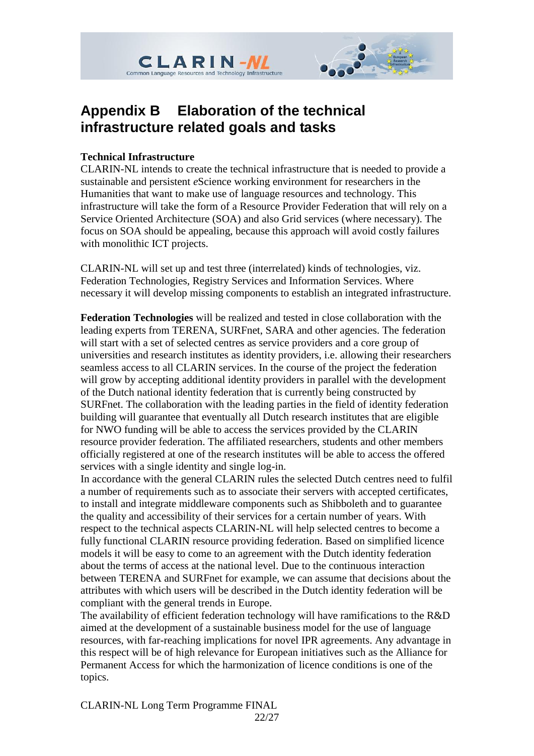# Appendix B Elaboration of the technical infrastructure related goals and tasks

**Technical Infrastructure**
CLARIN-NL intends to create the technical infrastructure that is needed to provide a sustainable and persistent *e*Science working environment for researchers in the Humanities that want to make use of language resources and technology. This infrastructure will take the form of a Resource Provider Federation that will rely on a Service Oriented Architecture (SOA) and also Grid services (where necessary). The focus on SOA should be appealing, because this approach will avoid costly failures with monolithic ICT projects.

CLARIN-NL will set up and test three (interrelated) kinds of technologies, viz. Federation Technologies, Registry Services and Information Services. Where necessary it will develop missing components to establish an integrated infrastructure.

**Federation Technologies** will be realized and tested in close collaboration with the leading experts from TERENA, SURFnet, SARA and other agencies. The federation will start with a set of selected centres as service providers and a core group of universities and research institutes as identity providers, i.e. allowing their researchers seamless access to all CLARIN services. In the course of the project the federation will grow by accepting additional identity providers in parallel with the development of the Dutch national identity federation that is currently being constructed by SURFnet. The collaboration with the leading parties in the field of identity federation building will guarantee that eventually all Dutch research institutes that are eligible for NWO funding will be able to access the services provided by the CLARIN resource provider federation. The affiliated researchers, students and other members officially registered at one of the research institutes will be able to access the offered services with a single identity and single log-in.
In accordance with the general CLARIN rules the selected Dutch centres need to fulfil a number of requirements such as to associate their servers with accepted certificates, to install and integrate middleware components such as Shibboleth and to guarantee the quality and accessibility of their services for a certain number of years. With respect to the technical aspects CLARIN-NL will help selected centres to become a fully functional CLARIN resource providing federation. Based on simplified licence models it will be easy to come to an agreement with the Dutch identity federation about the terms of access at the national level. Due to the continuous interaction between TERENA and SURFnet for example, we can assume that decisions about the attributes with which users will be described in the Dutch identity federation will be compliant with the general trends in Europe.
The availability of efficient federation technology will have ramifications to the R&D aimed at the development of a sustainable business model for the use of language resources, with far-reaching implications for novel IPR agreements. Any advantage in this respect will be of high relevance for European initiatives such as the Alliance for Permanent Access for which the harmonization of licence conditions is one of the topics.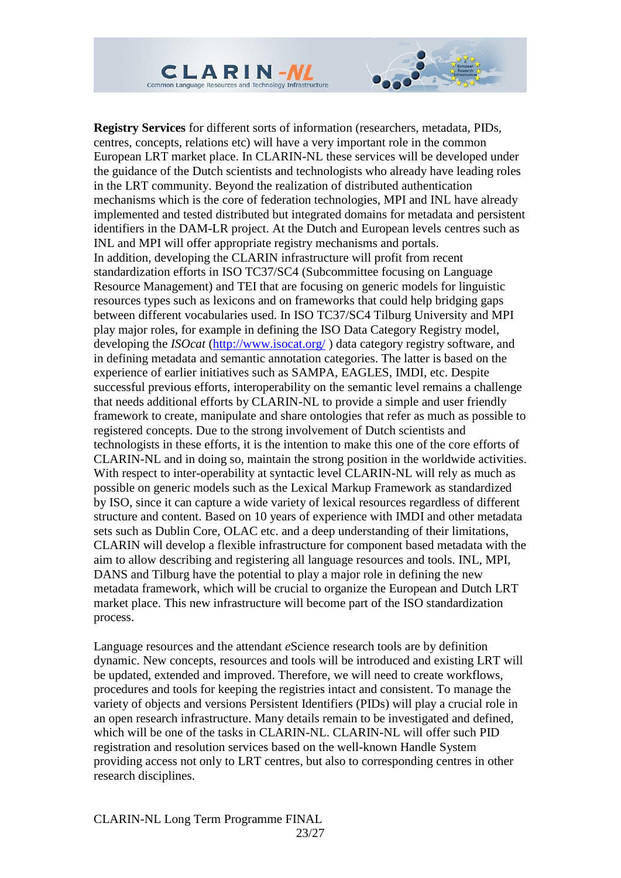**Registry Services** for different sorts of information (researchers, metadata, PIDs, centres, concepts, relations etc) will have a very important role in the common European LRT market place. In CLARIN-NL these services will be developed under the guidance of the Dutch scientists and technologists who already have leading roles in the LRT community. Beyond the realization of distributed authentication mechanisms which is the core of federation technologies, MPI and INL have already implemented and tested distributed but integrated domains for metadata and persistent identifiers in the DAM-LR project. At the Dutch and European levels centres such as INL and MPI will offer appropriate registry mechanisms and portals.
In addition, developing the CLARIN infrastructure will profit from recent standardization efforts in ISO TC37/SC4 (Subcommittee focusing on Language Resource Management) and TEI that are focusing on generic models for linguistic resources types such as lexicons and on frameworks that could help bridging gaps between different vocabularies used. In ISO TC37/SC4 Tilburg University and MPI play major roles, for example in defining the ISO Data Category Registry model, developing the *ISOcat* (http://www.isocat.org/ ) data category registry software, and in defining metadata and semantic annotation categories. The latter is based on the experience of earlier initiatives such as SAMPA, EAGLES, IMDI, etc. Despite successful previous efforts, interoperability on the semantic level remains a challenge that needs additional efforts by CLARIN-NL to provide a simple and user friendly framework to create, manipulate and share ontologies that refer as much as possible to registered concepts. Due to the strong involvement of Dutch scientists and technologists in these efforts, it is the intention to make this one of the core efforts of CLARIN-NL and in doing so, maintain the strong position in the worldwide activities. With respect to inter-operability at syntactic level CLARIN-NL will rely as much as possible on generic models such as the Lexical Markup Framework as standardized by ISO, since it can capture a wide variety of lexical resources regardless of different structure and content. Based on 10 years of experience with IMDI and other metadata sets such as Dublin Core, OLAC etc. and a deep understanding of their limitations, CLARIN will develop a flexible infrastructure for component based metadata with the aim to allow describing and registering all language resources and tools. INL, MPI, DANS and Tilburg have the potential to play a major role in defining the new metadata framework, which will be crucial to organize the European and Dutch LRT market place. This new infrastructure will become part of the ISO standardization process.

Language resources and the attendant *e*Science research tools are by definition dynamic. New concepts, resources and tools will be introduced and existing LRT will be updated, extended and improved. Therefore, we will need to create workflows, procedures and tools for keeping the registries intact and consistent. To manage the variety of objects and versions Persistent Identifiers (PIDs) will play a crucial role in an open research infrastructure. Many details remain to be investigated and defined, which will be one of the tasks in CLARIN-NL. CLARIN-NL will offer such PID registration and resolution services based on the well-known Handle System providing access not only to LRT centres, but also to corresponding centres in other research disciplines.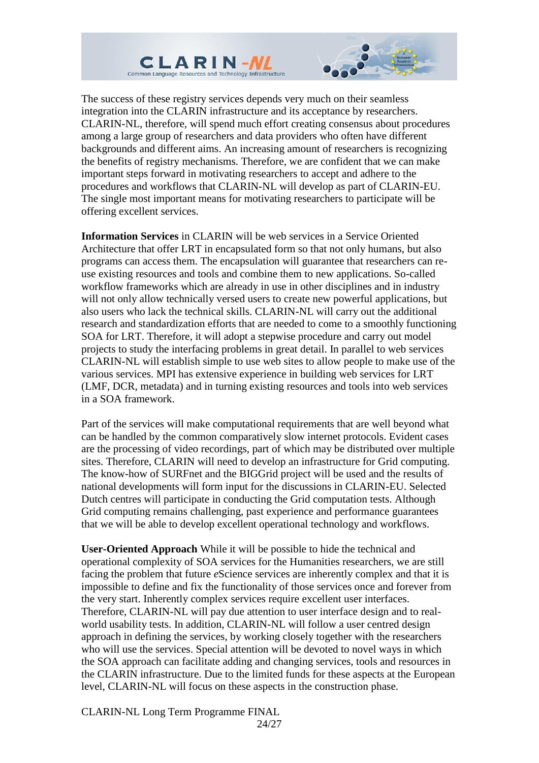The success of these registry services depends very much on their seamless integration into the CLARIN infrastructure and its acceptance by researchers. CLARIN-NL, therefore, will spend much effort creating consensus about procedures among a large group of researchers and data providers who often have different backgrounds and different aims. An increasing amount of researchers is recognizing the benefits of registry mechanisms. Therefore, we are confident that we can make important steps forward in motivating researchers to accept and adhere to the procedures and workflows that CLARIN-NL will develop as part of CLARIN-EU. The single most important means for motivating researchers to participate will be offering excellent services.

**Information Services** in CLARIN will be web services in a Service Oriented Architecture that offer LRT in encapsulated form so that not only humans, but also programs can access them. The encapsulation will guarantee that researchers can re-use existing resources and tools and combine them to new applications. So-called workflow frameworks which are already in use in other disciplines and in industry will not only allow technically versed users to create new powerful applications, but also users who lack the technical skills. CLARIN-NL will carry out the additional research and standardization efforts that are needed to come to a smoothly functioning SOA for LRT. Therefore, it will adopt a stepwise procedure and carry out model projects to study the interfacing problems in great detail. In parallel to web services CLARIN-NL will establish simple to use web sites to allow people to make use of the various services. MPI has extensive experience in building web services for LRT (LMF, DCR, metadata) and in turning existing resources and tools into web services in a SOA framework.

Part of the services will make computational requirements that are well beyond what can be handled by the common comparatively slow internet protocols. Evident cases are the processing of video recordings, part of which may be distributed over multiple sites. Therefore, CLARIN will need to develop an infrastructure for Grid computing. The know-how of SURFnet and the BIGGrid project will be used and the results of national developments will form input for the discussions in CLARIN-EU. Selected Dutch centres will participate in conducting the Grid computation tests. Although Grid computing remains challenging, past experience and performance guarantees that we will be able to develop excellent operational technology and workflows.

**User-Oriented Approach** While it will be possible to hide the technical and operational complexity of SOA services for the Humanities researchers, we are still facing the problem that future *e*Science services are inherently complex and that it is impossible to define and fix the functionality of those services once and forever from the very start. Inherently complex services require excellent user interfaces. Therefore, CLARIN-NL will pay due attention to user interface design and to real-world usability tests. In addition, CLARIN-NL will follow a user centred design approach in defining the services, by working closely together with the researchers who will use the services. Special attention will be devoted to novel ways in which the SOA approach can facilitate adding and changing services, tools and resources in the CLARIN infrastructure. Due to the limited funds for these aspects at the European level, CLARIN-NL will focus on these aspects in the construction phase.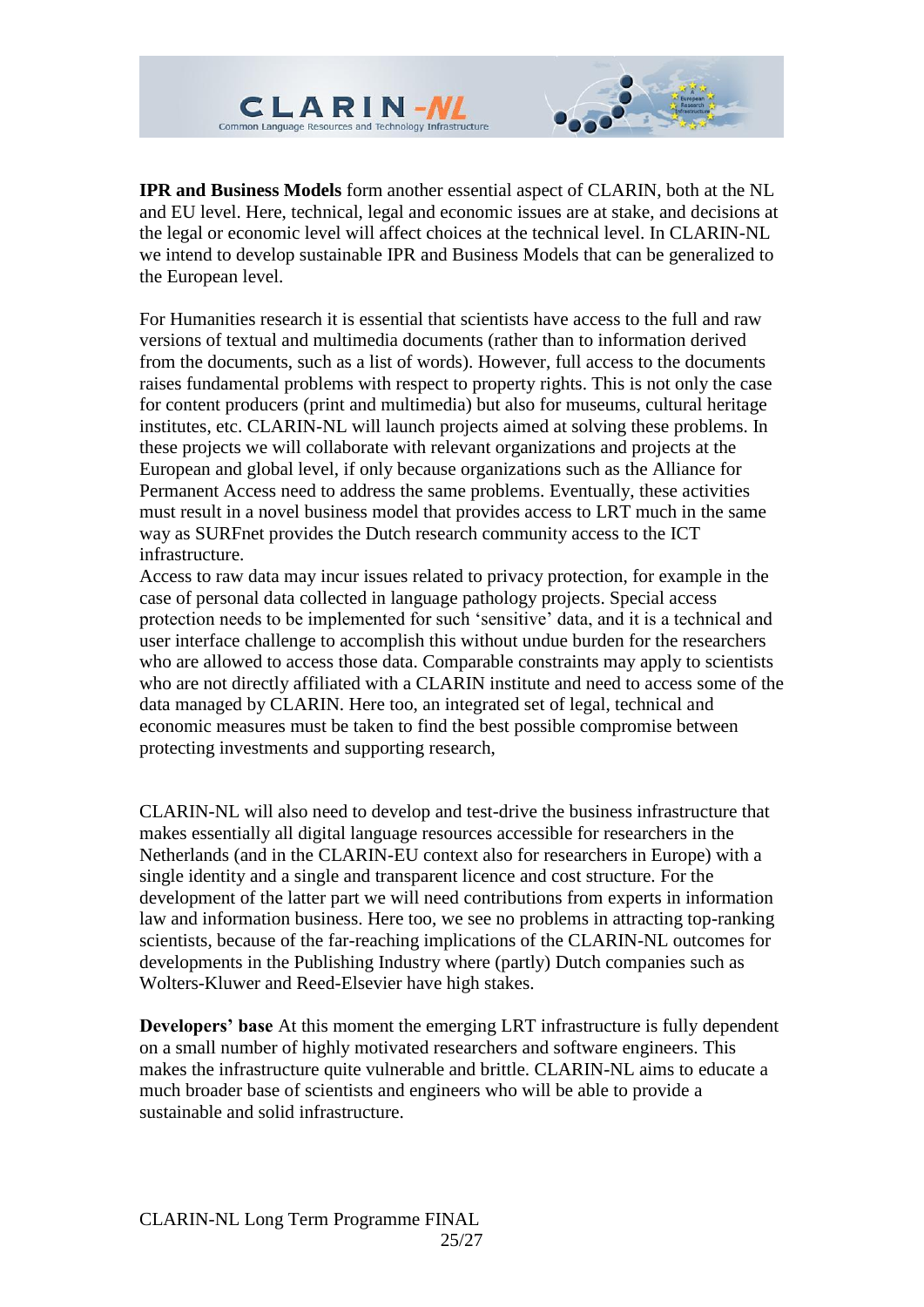**IPR and Business Models** form another essential aspect of CLARIN, both at the NL and EU level. Here, technical, legal and economic issues are at stake, and decisions at the legal or economic level will affect choices at the technical level. In CLARIN-NL we intend to develop sustainable IPR and Business Models that can be generalized to the European level.

For Humanities research it is essential that scientists have access to the full and raw versions of textual and multimedia documents (rather than to information derived from the documents, such as a list of words). However, full access to the documents raises fundamental problems with respect to property rights. This is not only the case for content producers (print and multimedia) but also for museums, cultural heritage institutes, etc. CLARIN-NL will launch projects aimed at solving these problems. In these projects we will collaborate with relevant organizations and projects at the European and global level, if only because organizations such as the Alliance for Permanent Access need to address the same problems. Eventually, these activities must result in a novel business model that provides access to LRT much in the same way as SURFnet provides the Dutch research community access to the ICT infrastructure.
Access to raw data may incur issues related to privacy protection, for example in the case of personal data collected in language pathology projects. Special access protection needs to be implemented for such 'sensitive' data, and it is a technical and user interface challenge to accomplish this without undue burden for the researchers who are allowed to access those data. Comparable constraints may apply to scientists who are not directly affiliated with a CLARIN institute and need to access some of the data managed by CLARIN. Here too, an integrated set of legal, technical and economic measures must be taken to find the best possible compromise between protecting investments and supporting research,

CLARIN-NL will also need to develop and test-drive the business infrastructure that makes essentially all digital language resources accessible for researchers in the Netherlands (and in the CLARIN-EU context also for researchers in Europe) with a single identity and a single and transparent licence and cost structure. For the development of the latter part we will need contributions from experts in information law and information business. Here too, we see no problems in attracting top-ranking scientists, because of the far-reaching implications of the CLARIN-NL outcomes for developments in the Publishing Industry where (partly) Dutch companies such as Wolters-Kluwer and Reed-Elsevier have high stakes.

**Developers' base** At this moment the emerging LRT infrastructure is fully dependent on a small number of highly motivated researchers and software engineers. This makes the infrastructure quite vulnerable and brittle. CLARIN-NL aims to educate a much broader base of scientists and engineers who will be able to provide a sustainable and solid infrastructure.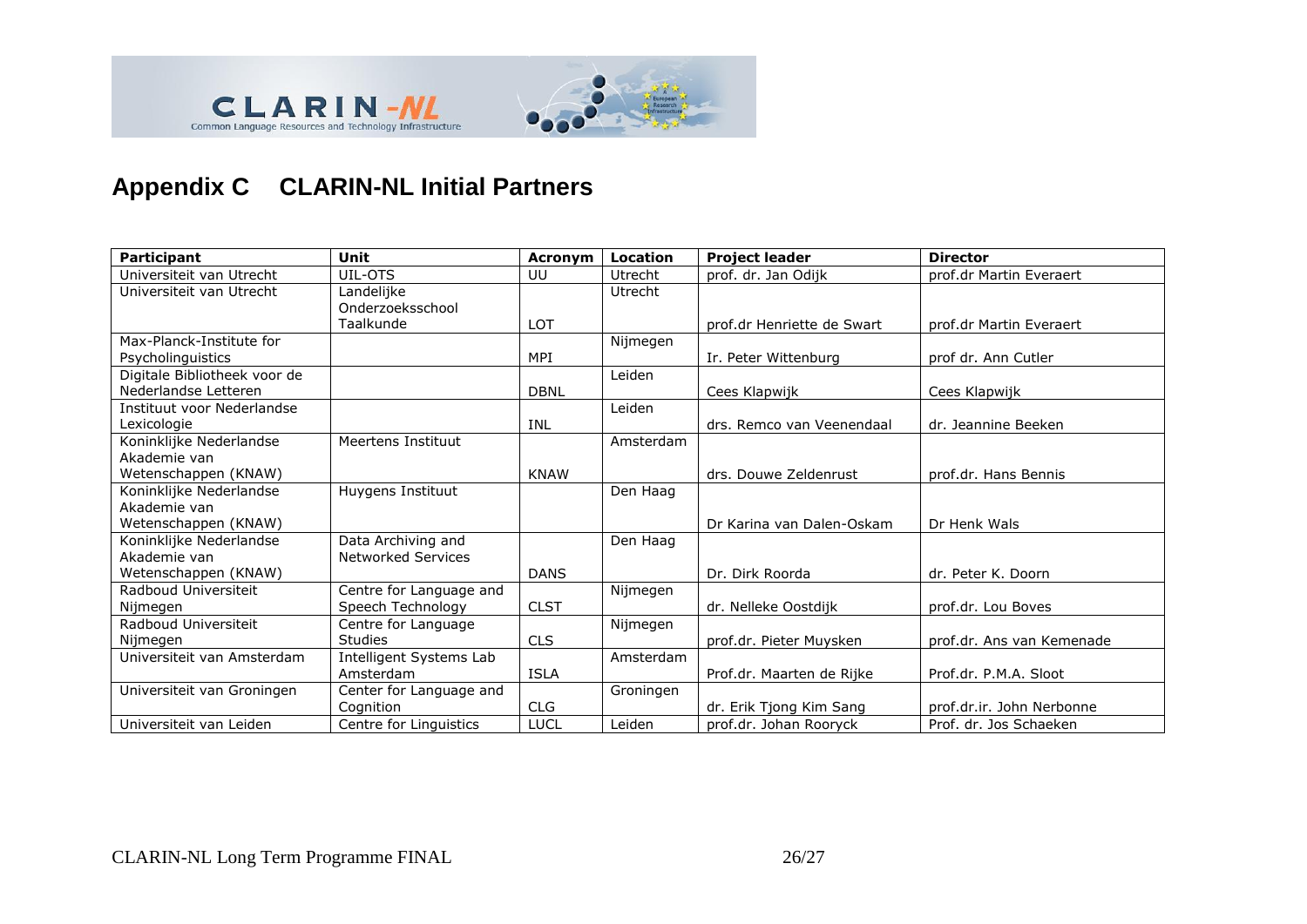## Appendix C CLARIN-NL Initial Partners

| Participant | Unit | Acronym | Location | Project leader | Director |
|---|---|---|---|---|---|
| Universiteit van Utrecht | UIL-OTS | UU | Utrecht | prof. dr. Jan Odijk | prof.dr Martin Everaert |
| Universiteit van Utrecht | Landelijke Onderzoeksschool Taalkunde | LOT | Utrecht | prof.dr Henriette de Swart | prof.dr Martin Everaert |
| Max-Planck-Institute for Psycholinguistics | | MPI | Nijmegen | Ir. Peter Wittenburg | prof dr. Ann Cutler |
| Digitale Bibliotheek voor de Nederlandse Letteren | | DBNL | Leiden | Cees Klapwijk | Cees Klapwijk |
| Instituut voor Nederlandse Lexicologie | | INL | Leiden | drs. Remco van Veenendaal | dr. Jeannine Beeken |
| Koninklijke Nederlandse Akademie van Wetenschappen (KNAW) | Meertens Instituut | KNAW | Amsterdam | drs. Douwe Zeldenrust | prof.dr. Hans Bennis |
| Koninklijke Nederlandse Akademie van Wetenschappen (KNAW) | Huygens Instituut | | Den Haag | Dr Karina van Dalen-Oskam | Dr Henk Wals |
| Koninklijke Nederlandse Akademie van Wetenschappen (KNAW) | Data Archiving and Networked Services | DANS | Den Haag | Dr. Dirk Roorda | dr. Peter K. Doorn |
| Radboud Universiteit Nijmegen | Centre for Language and Speech Technology | CLST | Nijmegen | dr. Nelleke Oostdijk | prof.dr. Lou Boves |
| Radboud Universiteit Nijmegen | Centre for Language Studies | CLS | Nijmegen | prof.dr. Pieter Muysken | prof.dr. Ans van Kemenade |
| Universiteit van Amsterdam | Intelligent Systems Lab Amsterdam | ISLA | Amsterdam | Prof.dr. Maarten de Rijke | Prof.dr. P.M.A. Sloot |
| Universiteit van Groningen | Center for Language and Cognition | CLG | Groningen | dr. Erik Tjong Kim Sang | prof.dr.ir. John Nerbonne |
| Universiteit van Leiden | Centre for Linguistics | LUCL | Leiden | prof.dr. Johan Rooryck | Prof. dr. Jos Schaeken |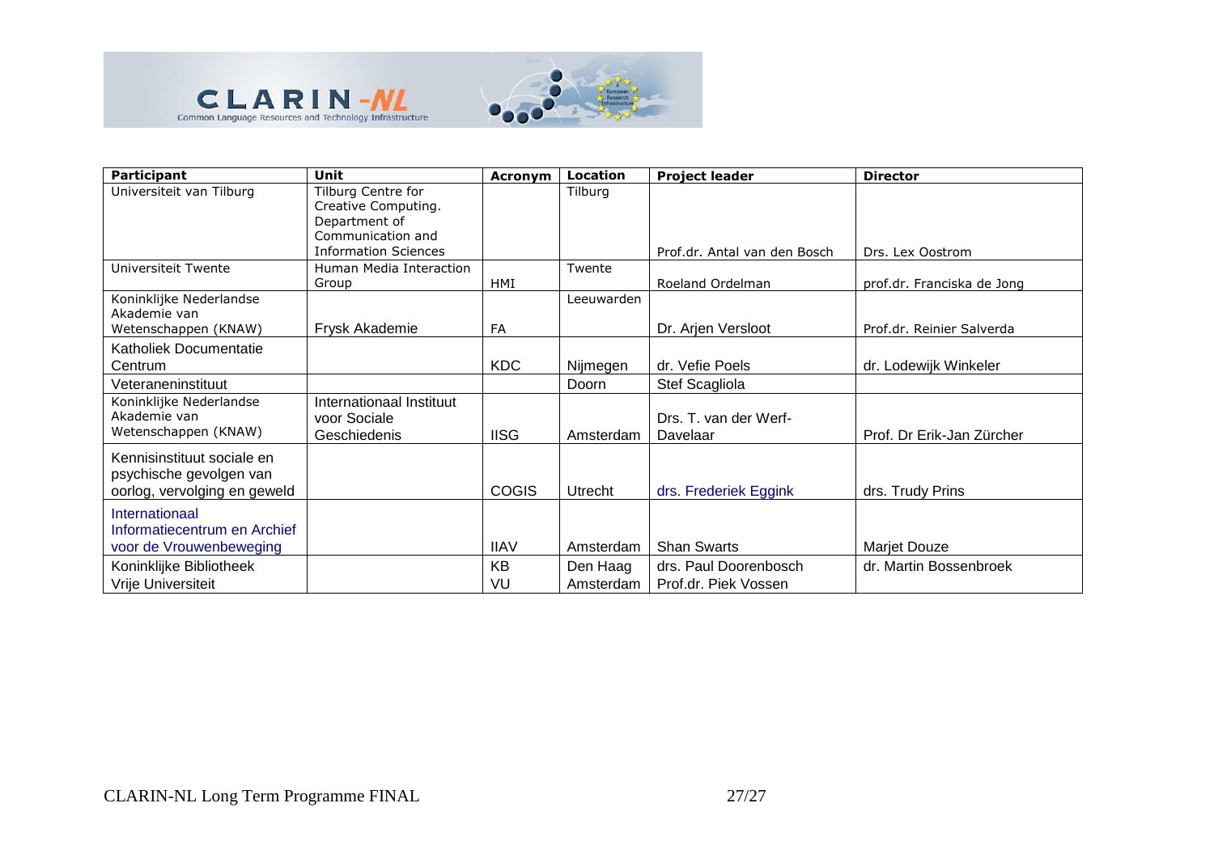| Participant | Unit | Acronym | Location | Project leader | Director |
|---|---|---|---|---|---|
| Universiteit van Tilburg | Tilburg Centre for Creative Computing. Department of Communication and Information Sciences | | Tilburg | Prof.dr. Antal van den Bosch | Drs. Lex Oostrom |
| Universiteit Twente | Human Media Interaction Group | HMI | Twente | Roeland Ordelman | prof.dr. Franciska de Jong |
| Koninklijke Nederlandse Akademie van Wetenschappen (KNAW) | Frysk Akademie | FA | Leeuwarden | Dr. Arjen Versloot | Prof.dr. Reinier Salverda |
| Katholiek Documentatie Centrum | | KDC | Nijmegen | dr. Vefie Poels | dr. Lodewijk Winkeler |
| Veteraneninstituut | | | Doorn | Stef Scagliola | |
| Koninklijke Nederlandse Akademie van Wetenschappen (KNAW) | Internationaal Instituut voor Sociale Geschiedenis | IISG | Amsterdam | Drs. T. van der Werf-Davelaar | Prof. Dr Erik-Jan Zürcher |
| Kennisinstituut sociale en psychische gevolgen van oorlog, vervolging en geweld | | COGIS | Utrecht | drs. Frederiek Eggink | drs. Trudy Prins |
| Internationaal Informatiecentrum en Archief voor de Vrouwenbeweging | | IIAV | Amsterdam | Shan Swarts | Marjet Douze |
| Koninklijke Bibliotheek | | KB | Den Haag | drs. Paul Doorenbosch | dr. Martin Bossenbroek |
| Vrije Universiteit | | VU | Amsterdam | Prof.dr. Piek Vossen | |